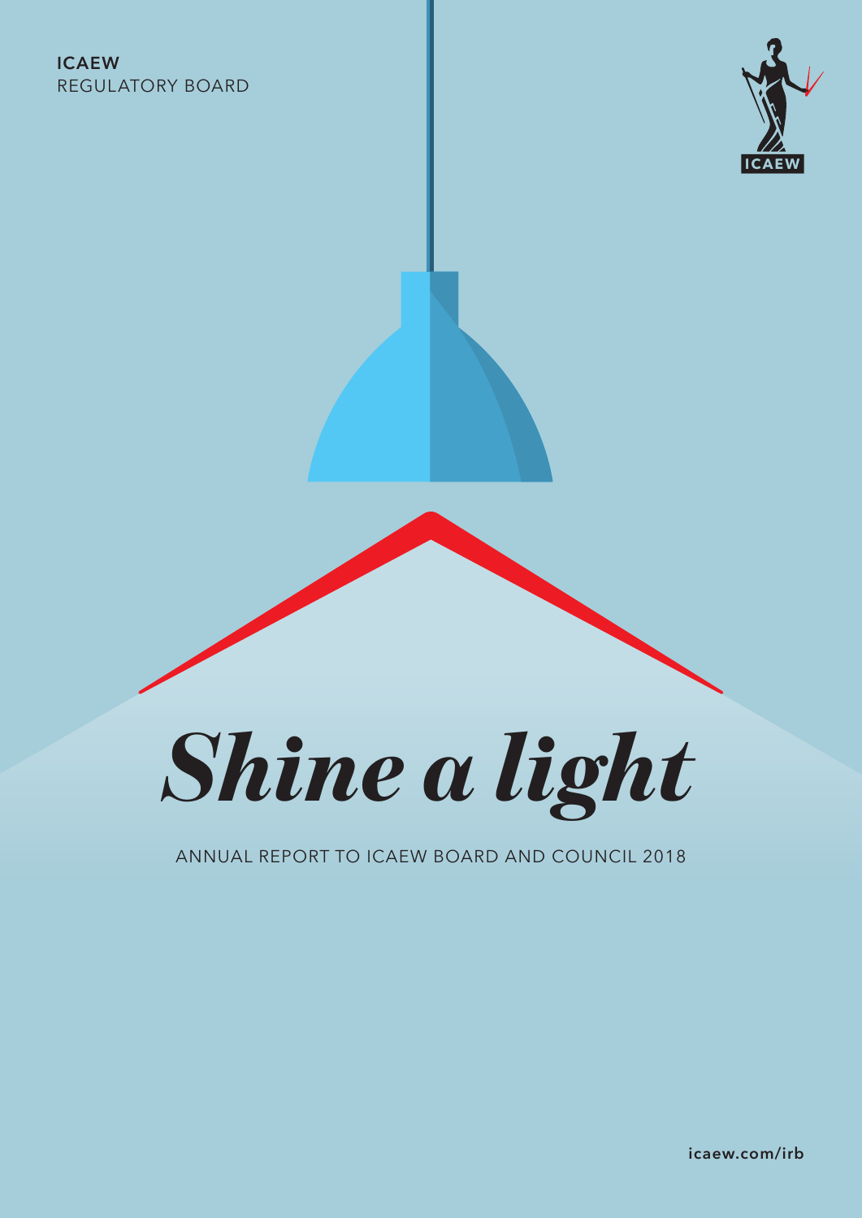**ICAEW**
REGULATORY BOARD

ICAEW

# *Shine a light*

ANNUAL REPORT TO ICAEW BOARD AND COUNCIL 2018

icaew.com/irb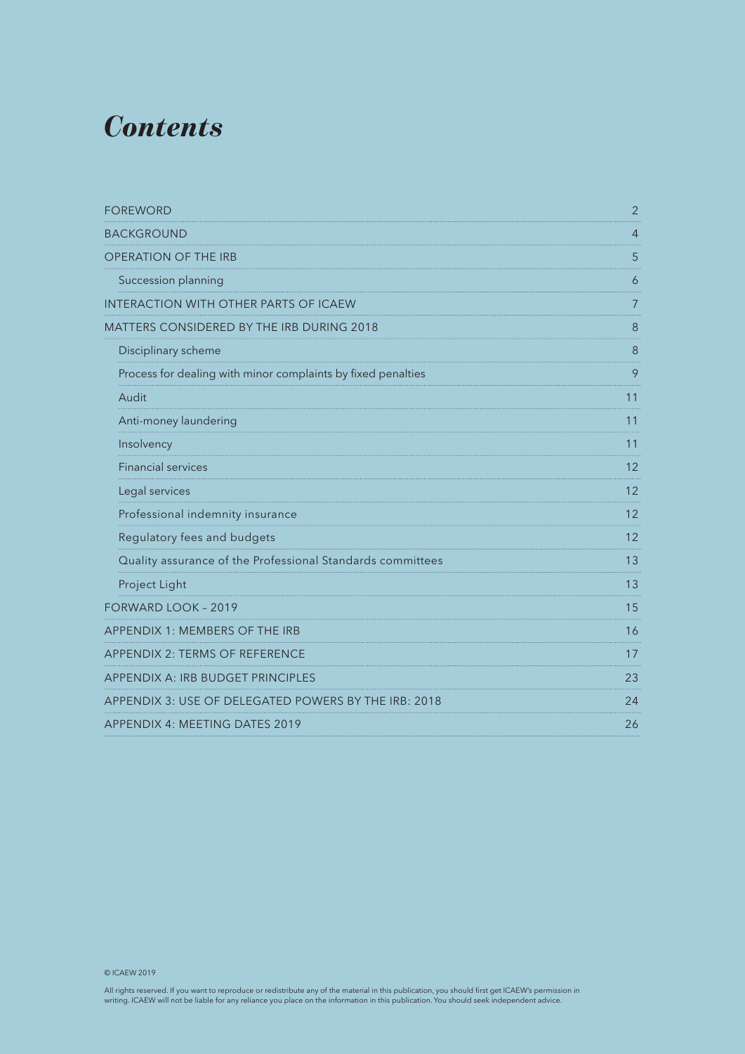# *Contents*

| | |
|---|---|
| FOREWORD | 2 |
| BACKGROUND | 4 |
| OPERATION OF THE IRB | 5 |
| Succession planning | 6 |
| INTERACTION WITH OTHER PARTS OF ICAEW | 7 |
| MATTERS CONSIDERED BY THE IRB DURING 2018 | 8 |
| Disciplinary scheme | 8 |
| Process for dealing with minor complaints by fixed penalties | 9 |
| Audit | 11 |
| Anti-money laundering | 11 |
| Insolvency | 11 |
| Financial services | 12 |
| Legal services | 12 |
| Professional indemnity insurance | 12 |
| Regulatory fees and budgets | 12 |
| Quality assurance of the Professional Standards committees | 13 |
| Project Light | 13 |
| FORWARD LOOK – 2019 | 15 |
| APPENDIX 1: MEMBERS OF THE IRB | 16 |
| APPENDIX 2: TERMS OF REFERENCE | 17 |
| APPENDIX A: IRB BUDGET PRINCIPLES | 23 |
| APPENDIX 3: USE OF DELEGATED POWERS BY THE IRB: 2018 | 24 |
| APPENDIX 4: MEETING DATES 2019 | 26 |

© ICAEW 2019

All rights reserved. If you want to reproduce or redistribute any of the material in this publication, you should first get ICAEW's permission in writing. ICAEW will not be liable for any reliance you place on the information in this publication. You should seek independent advice.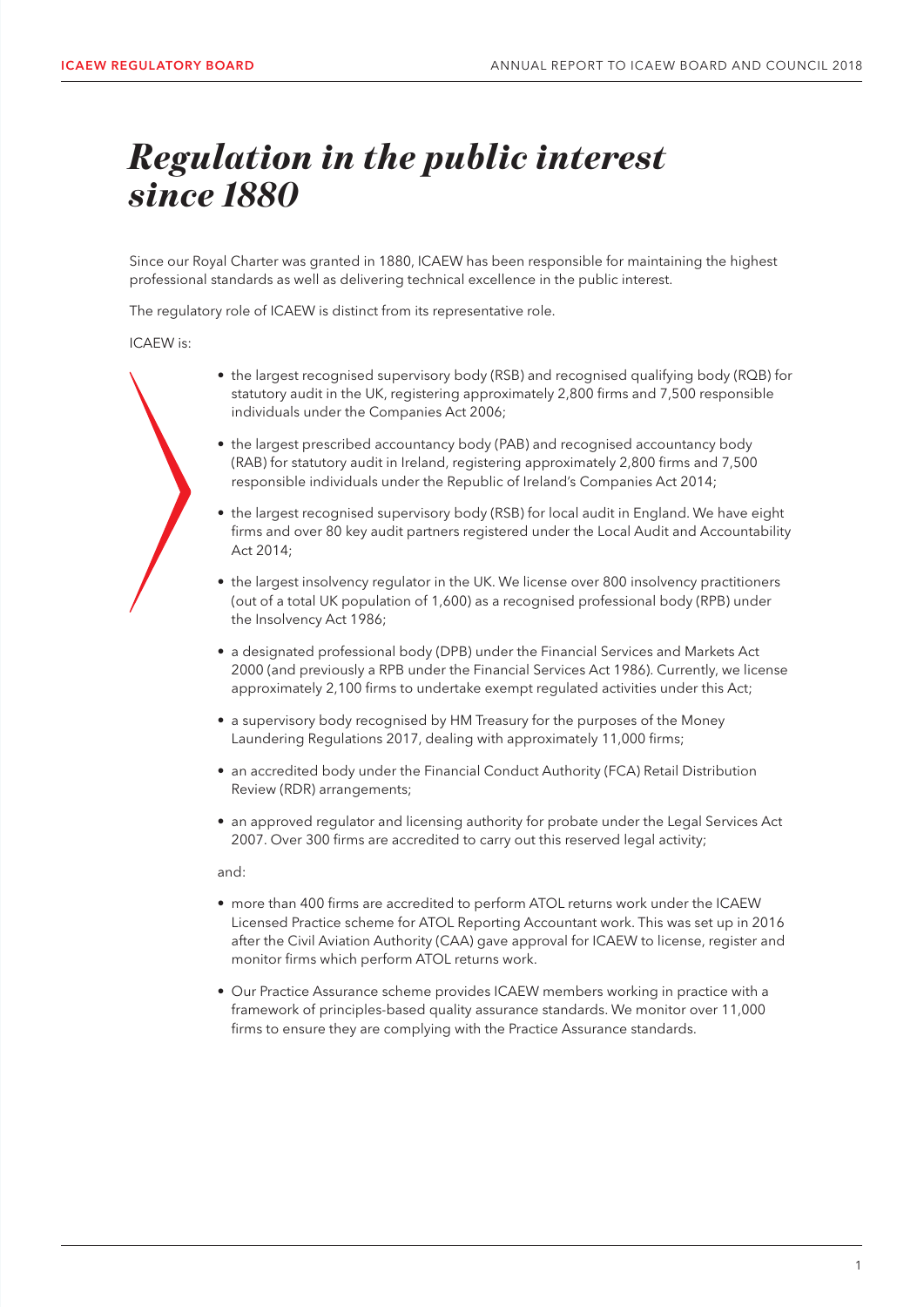# *Regulation in the public interest since 1880*

Since our Royal Charter was granted in 1880, ICAEW has been responsible for maintaining the highest professional standards as well as delivering technical excellence in the public interest.

The regulatory role of ICAEW is distinct from its representative role.

ICAEW is:

- the largest recognised supervisory body (RSB) and recognised qualifying body (RQB) for statutory audit in the UK, registering approximately 2,800 firms and 7,500 responsible individuals under the Companies Act 2006;
- the largest prescribed accountancy body (PAB) and recognised accountancy body (RAB) for statutory audit in Ireland, registering approximately 2,800 firms and 7,500 responsible individuals under the Republic of Ireland's Companies Act 2014;
- the largest recognised supervisory body (RSB) for local audit in England. We have eight firms and over 80 key audit partners registered under the Local Audit and Accountability Act 2014;
- the largest insolvency regulator in the UK. We license over 800 insolvency practitioners (out of a total UK population of 1,600) as a recognised professional body (RPB) under the Insolvency Act 1986;
- a designated professional body (DPB) under the Financial Services and Markets Act 2000 (and previously a RPB under the Financial Services Act 1986). Currently, we license approximately 2,100 firms to undertake exempt regulated activities under this Act;
- a supervisory body recognised by HM Treasury for the purposes of the Money Laundering Regulations 2017, dealing with approximately 11,000 firms;
- an accredited body under the Financial Conduct Authority (FCA) Retail Distribution Review (RDR) arrangements;
- an approved regulator and licensing authority for probate under the Legal Services Act 2007. Over 300 firms are accredited to carry out this reserved legal activity;

and:

- more than 400 firms are accredited to perform ATOL returns work under the ICAEW Licensed Practice scheme for ATOL Reporting Accountant work. This was set up in 2016 after the Civil Aviation Authority (CAA) gave approval for ICAEW to license, register and monitor firms which perform ATOL returns work.
- Our Practice Assurance scheme provides ICAEW members working in practice with a framework of principles-based quality assurance standards. We monitor over 11,000 firms to ensure they are complying with the Practice Assurance standards.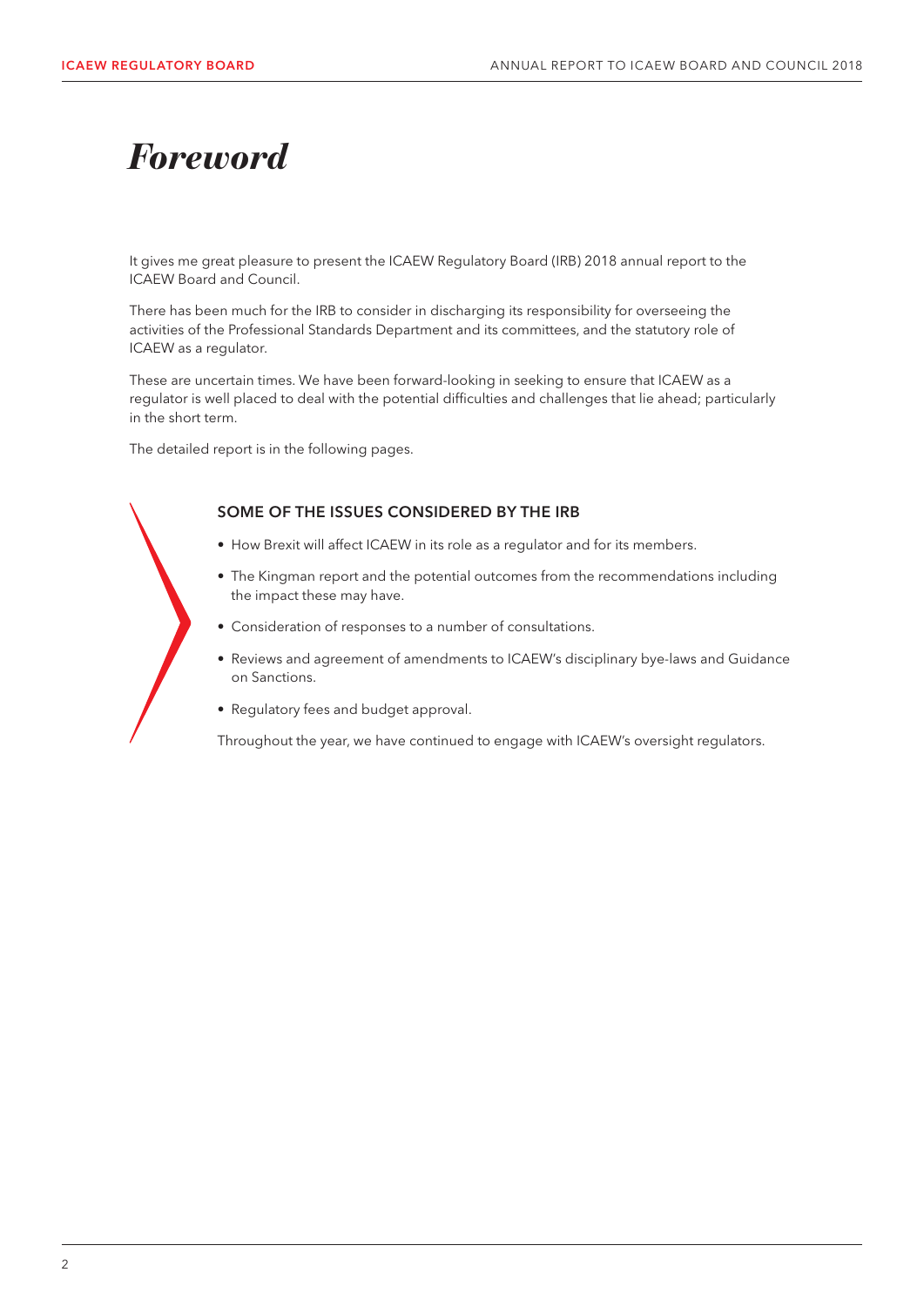# *Foreword*

It gives me great pleasure to present the ICAEW Regulatory Board (IRB) 2018 annual report to the ICAEW Board and Council.

There has been much for the IRB to consider in discharging its responsibility for overseeing the activities of the Professional Standards Department and its committees, and the statutory role of ICAEW as a regulator.

These are uncertain times. We have been forward-looking in seeking to ensure that ICAEW as a regulator is well placed to deal with the potential difficulties and challenges that lie ahead; particularly in the short term.

The detailed report is in the following pages.

### SOME OF THE ISSUES CONSIDERED BY THE IRB

- How Brexit will affect ICAEW in its role as a regulator and for its members.
- The Kingman report and the potential outcomes from the recommendations including the impact these may have.
- Consideration of responses to a number of consultations.
- Reviews and agreement of amendments to ICAEW's disciplinary bye-laws and Guidance on Sanctions.
- Regulatory fees and budget approval.

Throughout the year, we have continued to engage with ICAEW's oversight regulators.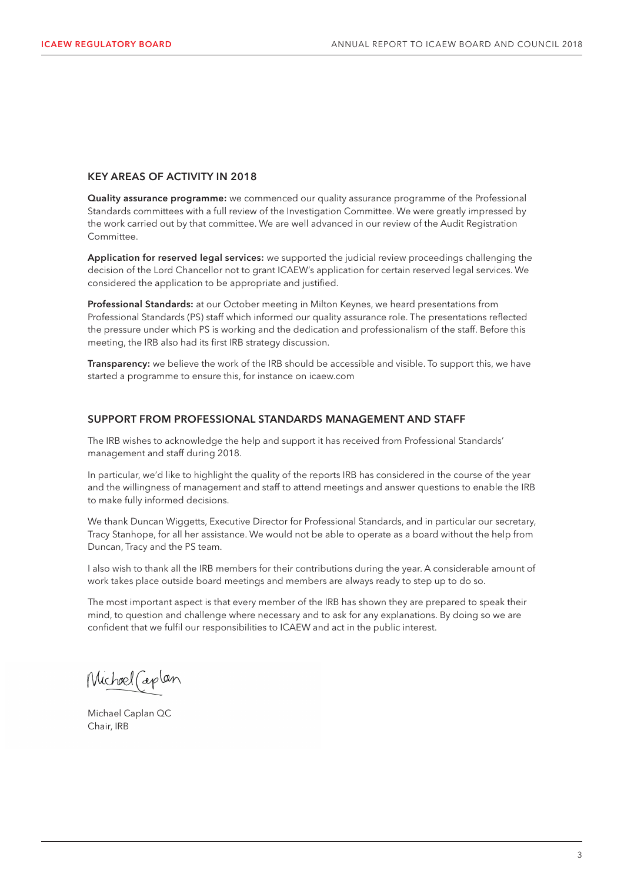## KEY AREAS OF ACTIVITY IN 2018

**Quality assurance programme:** we commenced our quality assurance programme of the Professional Standards committees with a full review of the Investigation Committee. We were greatly impressed by the work carried out by that committee. We are well advanced in our review of the Audit Registration Committee.

**Application for reserved legal services:** we supported the judicial review proceedings challenging the decision of the Lord Chancellor not to grant ICAEW's application for certain reserved legal services. We considered the application to be appropriate and justified.

**Professional Standards:** at our October meeting in Milton Keynes, we heard presentations from Professional Standards (PS) staff which informed our quality assurance role. The presentations reflected the pressure under which PS is working and the dedication and professionalism of the staff. Before this meeting, the IRB also had its first IRB strategy discussion.

**Transparency:** we believe the work of the IRB should be accessible and visible. To support this, we have started a programme to ensure this, for instance on icaew.com

## SUPPORT FROM PROFESSIONAL STANDARDS MANAGEMENT AND STAFF

The IRB wishes to acknowledge the help and support it has received from Professional Standards' management and staff during 2018.

In particular, we'd like to highlight the quality of the reports IRB has considered in the course of the year and the willingness of management and staff to attend meetings and answer questions to enable the IRB to make fully informed decisions.

We thank Duncan Wiggetts, Executive Director for Professional Standards, and in particular our secretary, Tracy Stanhope, for all her assistance. We would not be able to operate as a board without the help from Duncan, Tracy and the PS team.

I also wish to thank all the IRB members for their contributions during the year. A considerable amount of work takes place outside board meetings and members are always ready to step up to do so.

The most important aspect is that every member of the IRB has shown they are prepared to speak their mind, to question and challenge where necessary and to ask for any explanations. By doing so we are confident that we fulfil our responsibilities to ICAEW and act in the public interest.

Michael Caplan

Michael Caplan QC
Chair, IRB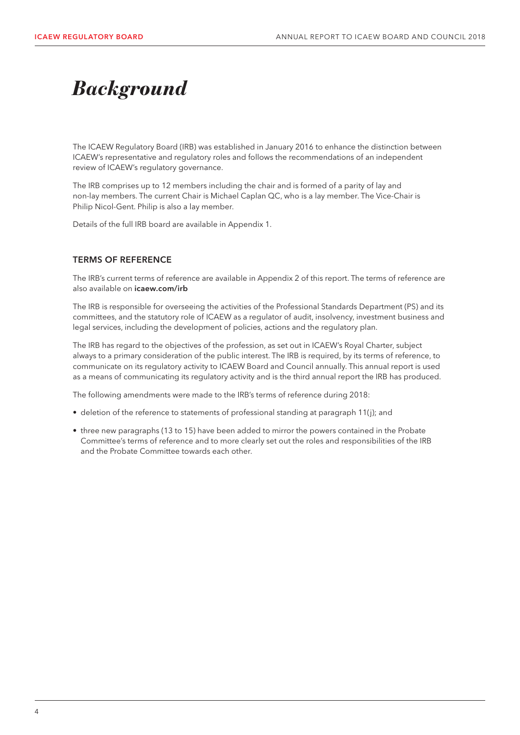# *Background*

The ICAEW Regulatory Board (IRB) was established in January 2016 to enhance the distinction between ICAEW's representative and regulatory roles and follows the recommendations of an independent review of ICAEW's regulatory governance.

The IRB comprises up to 12 members including the chair and is formed of a parity of lay and non-lay members. The current Chair is Michael Caplan QC, who is a lay member. The Vice-Chair is Philip Nicol-Gent. Philip is also a lay member.

Details of the full IRB board are available in Appendix 1.

## TERMS OF REFERENCE

The IRB's current terms of reference are available in Appendix 2 of this report. The terms of reference are also available on **icaew.com/irb**

The IRB is responsible for overseeing the activities of the Professional Standards Department (PS) and its committees, and the statutory role of ICAEW as a regulator of audit, insolvency, investment business and legal services, including the development of policies, actions and the regulatory plan.

The IRB has regard to the objectives of the profession, as set out in ICAEW's Royal Charter, subject always to a primary consideration of the public interest. The IRB is required, by its terms of reference, to communicate on its regulatory activity to ICAEW Board and Council annually. This annual report is used as a means of communicating its regulatory activity and is the third annual report the IRB has produced.

The following amendments were made to the IRB's terms of reference during 2018:

- deletion of the reference to statements of professional standing at paragraph 11(j); and
- three new paragraphs (13 to 15) have been added to mirror the powers contained in the Probate Committee's terms of reference and to more clearly set out the roles and responsibilities of the IRB and the Probate Committee towards each other.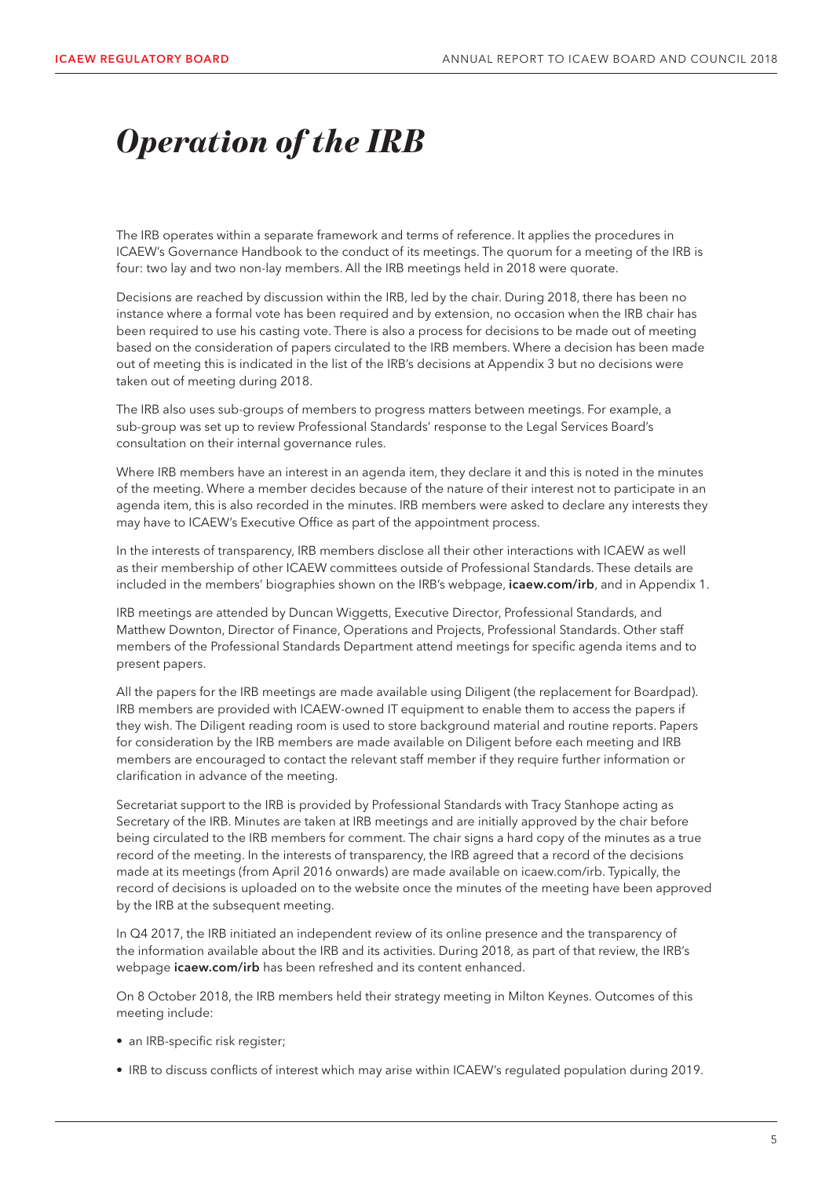# *Operation of the IRB*

The IRB operates within a separate framework and terms of reference. It applies the procedures in ICAEW's Governance Handbook to the conduct of its meetings. The quorum for a meeting of the IRB is four: two lay and two non-lay members. All the IRB meetings held in 2018 were quorate.

Decisions are reached by discussion within the IRB, led by the chair. During 2018, there has been no instance where a formal vote has been required and by extension, no occasion when the IRB chair has been required to use his casting vote. There is also a process for decisions to be made out of meeting based on the consideration of papers circulated to the IRB members. Where a decision has been made out of meeting this is indicated in the list of the IRB's decisions at Appendix 3 but no decisions were taken out of meeting during 2018.

The IRB also uses sub-groups of members to progress matters between meetings. For example, a sub-group was set up to review Professional Standards' response to the Legal Services Board's consultation on their internal governance rules.

Where IRB members have an interest in an agenda item, they declare it and this is noted in the minutes of the meeting. Where a member decides because of the nature of their interest not to participate in an agenda item, this is also recorded in the minutes. IRB members were asked to declare any interests they may have to ICAEW's Executive Office as part of the appointment process.

In the interests of transparency, IRB members disclose all their other interactions with ICAEW as well as their membership of other ICAEW committees outside of Professional Standards. These details are included in the members' biographies shown on the IRB's webpage, **icaew.com/irb**, and in Appendix 1.

IRB meetings are attended by Duncan Wiggetts, Executive Director, Professional Standards, and Matthew Downton, Director of Finance, Operations and Projects, Professional Standards. Other staff members of the Professional Standards Department attend meetings for specific agenda items and to present papers.

All the papers for the IRB meetings are made available using Diligent (the replacement for Boardpad). IRB members are provided with ICAEW-owned IT equipment to enable them to access the papers if they wish. The Diligent reading room is used to store background material and routine reports. Papers for consideration by the IRB members are made available on Diligent before each meeting and IRB members are encouraged to contact the relevant staff member if they require further information or clarification in advance of the meeting.

Secretariat support to the IRB is provided by Professional Standards with Tracy Stanhope acting as Secretary of the IRB. Minutes are taken at IRB meetings and are initially approved by the chair before being circulated to the IRB members for comment. The chair signs a hard copy of the minutes as a true record of the meeting. In the interests of transparency, the IRB agreed that a record of the decisions made at its meetings (from April 2016 onwards) are made available on icaew.com/irb. Typically, the record of decisions is uploaded on to the website once the minutes of the meeting have been approved by the IRB at the subsequent meeting.

In Q4 2017, the IRB initiated an independent review of its online presence and the transparency of the information available about the IRB and its activities. During 2018, as part of that review, the IRB's webpage **icaew.com/irb** has been refreshed and its content enhanced.

On 8 October 2018, the IRB members held their strategy meeting in Milton Keynes. Outcomes of this meeting include:

- an IRB-specific risk register;
- IRB to discuss conflicts of interest which may arise within ICAEW's regulated population during 2019.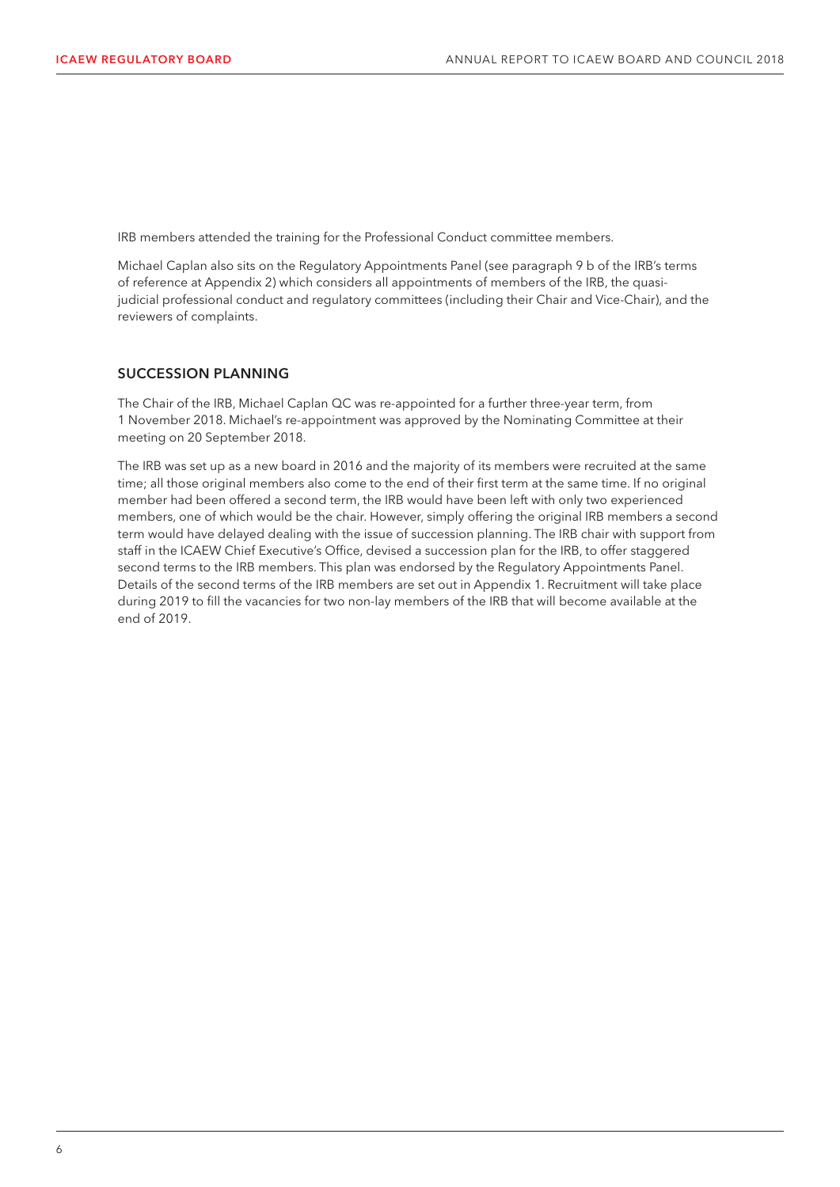IRB members attended the training for the Professional Conduct committee members.

Michael Caplan also sits on the Regulatory Appointments Panel (see paragraph 9 b of the IRB's terms of reference at Appendix 2) which considers all appointments of members of the IRB, the quasi-judicial professional conduct and regulatory committees (including their Chair and Vice-Chair), and the reviewers of complaints.

## SUCCESSION PLANNING

The Chair of the IRB, Michael Caplan QC was re-appointed for a further three-year term, from 1 November 2018. Michael's re-appointment was approved by the Nominating Committee at their meeting on 20 September 2018.

The IRB was set up as a new board in 2016 and the majority of its members were recruited at the same time; all those original members also come to the end of their first term at the same time. If no original member had been offered a second term, the IRB would have been left with only two experienced members, one of which would be the chair. However, simply offering the original IRB members a second term would have delayed dealing with the issue of succession planning. The IRB chair with support from staff in the ICAEW Chief Executive's Office, devised a succession plan for the IRB, to offer staggered second terms to the IRB members. This plan was endorsed by the Regulatory Appointments Panel. Details of the second terms of the IRB members are set out in Appendix 1. Recruitment will take place during 2019 to fill the vacancies for two non-lay members of the IRB that will become available at the end of 2019.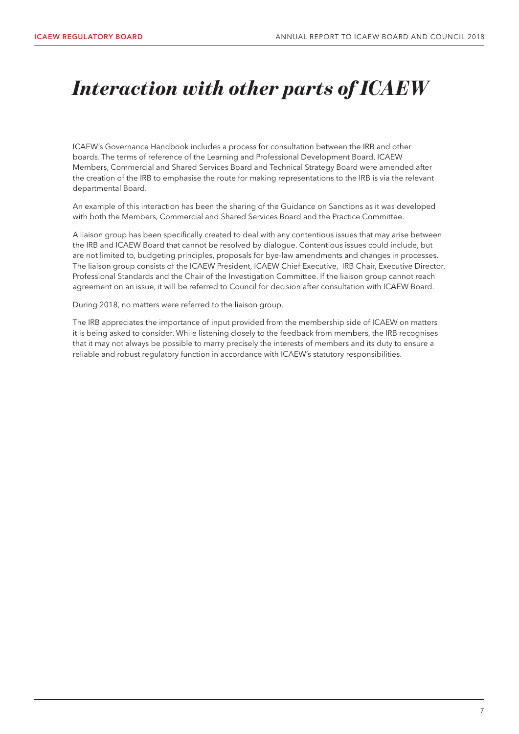# *Interaction with other parts of ICAEW*

ICAEW's Governance Handbook includes a process for consultation between the IRB and other boards. The terms of reference of the Learning and Professional Development Board, ICAEW Members, Commercial and Shared Services Board and Technical Strategy Board were amended after the creation of the IRB to emphasise the route for making representations to the IRB is via the relevant departmental Board.

An example of this interaction has been the sharing of the Guidance on Sanctions as it was developed with both the Members, Commercial and Shared Services Board and the Practice Committee.

A liaison group has been specifically created to deal with any contentious issues that may arise between the IRB and ICAEW Board that cannot be resolved by dialogue. Contentious issues could include, but are not limited to, budgeting principles, proposals for bye-law amendments and changes in processes. The liaison group consists of the ICAEW President, ICAEW Chief Executive, IRB Chair, Executive Director, Professional Standards and the Chair of the Investigation Committee. If the liaison group cannot reach agreement on an issue, it will be referred to Council for decision after consultation with ICAEW Board.

During 2018, no matters were referred to the liaison group.

The IRB appreciates the importance of input provided from the membership side of ICAEW on matters it is being asked to consider. While listening closely to the feedback from members, the IRB recognises that it may not always be possible to marry precisely the interests of members and its duty to ensure a reliable and robust regulatory function in accordance with ICAEW's statutory responsibilities.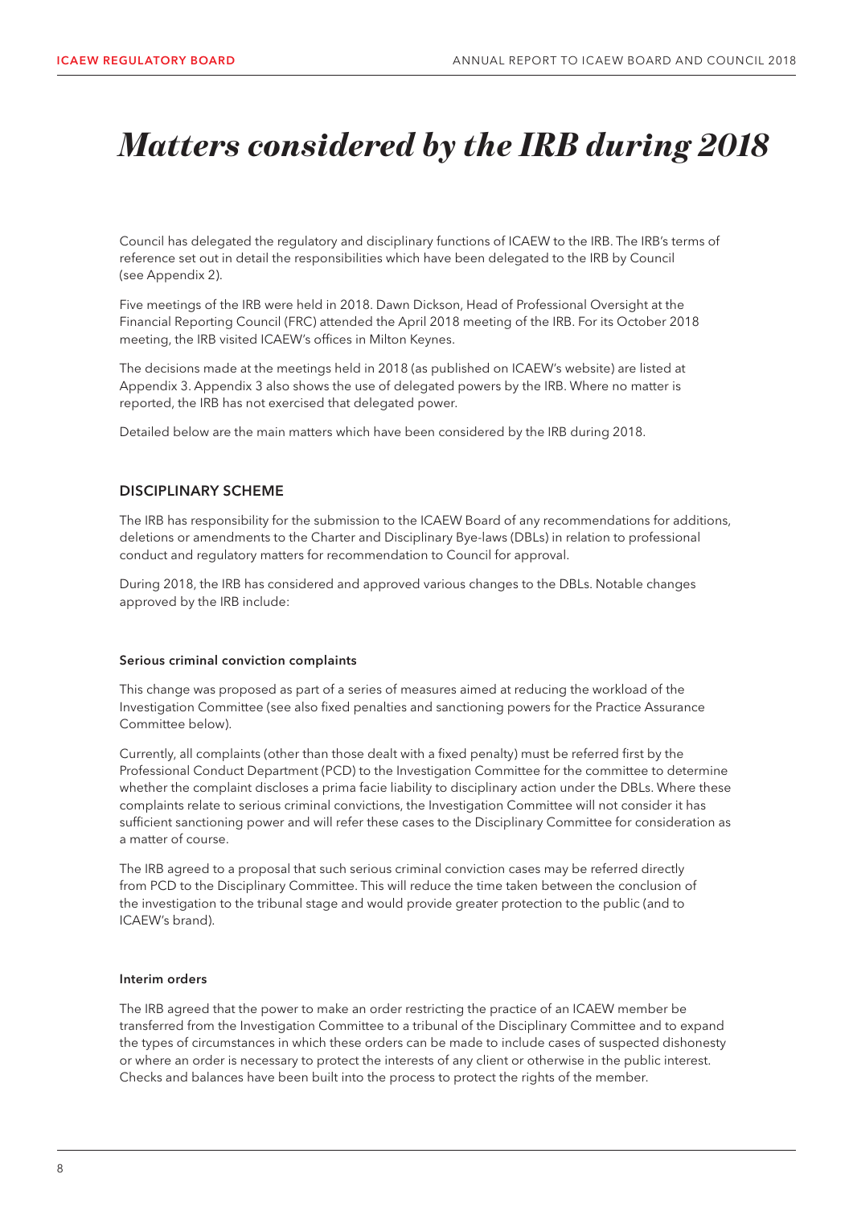# *Matters considered by the IRB during 2018*

Council has delegated the regulatory and disciplinary functions of ICAEW to the IRB. The IRB's terms of reference set out in detail the responsibilities which have been delegated to the IRB by Council (see Appendix 2).

Five meetings of the IRB were held in 2018. Dawn Dickson, Head of Professional Oversight at the Financial Reporting Council (FRC) attended the April 2018 meeting of the IRB. For its October 2018 meeting, the IRB visited ICAEW's offices in Milton Keynes.

The decisions made at the meetings held in 2018 (as published on ICAEW's website) are listed at Appendix 3. Appendix 3 also shows the use of delegated powers by the IRB. Where no matter is reported, the IRB has not exercised that delegated power.

Detailed below are the main matters which have been considered by the IRB during 2018.

## DISCIPLINARY SCHEME

The IRB has responsibility for the submission to the ICAEW Board of any recommendations for additions, deletions or amendments to the Charter and Disciplinary Bye-laws (DBLs) in relation to professional conduct and regulatory matters for recommendation to Council for approval.

During 2018, the IRB has considered and approved various changes to the DBLs. Notable changes approved by the IRB include:

### Serious criminal conviction complaints

This change was proposed as part of a series of measures aimed at reducing the workload of the Investigation Committee (see also fixed penalties and sanctioning powers for the Practice Assurance Committee below).

Currently, all complaints (other than those dealt with a fixed penalty) must be referred first by the Professional Conduct Department (PCD) to the Investigation Committee for the committee to determine whether the complaint discloses a prima facie liability to disciplinary action under the DBLs. Where these complaints relate to serious criminal convictions, the Investigation Committee will not consider it has sufficient sanctioning power and will refer these cases to the Disciplinary Committee for consideration as a matter of course.

The IRB agreed to a proposal that such serious criminal conviction cases may be referred directly from PCD to the Disciplinary Committee. This will reduce the time taken between the conclusion of the investigation to the tribunal stage and would provide greater protection to the public (and to ICAEW's brand).

### Interim orders

The IRB agreed that the power to make an order restricting the practice of an ICAEW member be transferred from the Investigation Committee to a tribunal of the Disciplinary Committee and to expand the types of circumstances in which these orders can be made to include cases of suspected dishonesty or where an order is necessary to protect the interests of any client or otherwise in the public interest. Checks and balances have been built into the process to protect the rights of the member.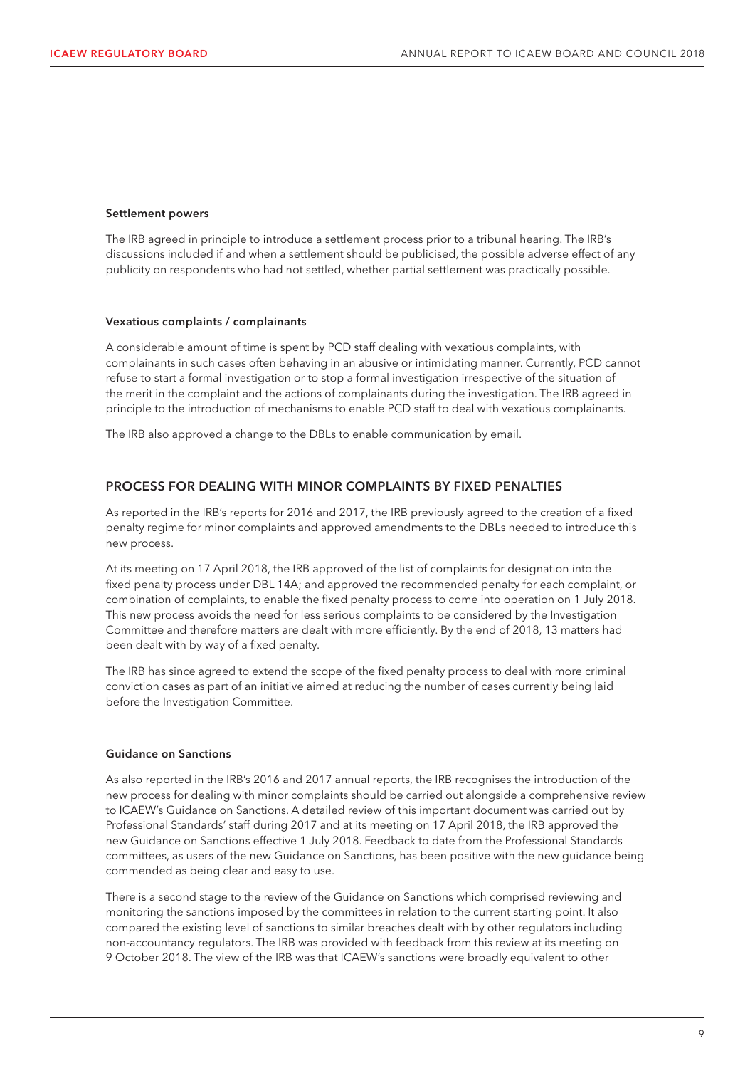#### Settlement powers

The IRB agreed in principle to introduce a settlement process prior to a tribunal hearing. The IRB's discussions included if and when a settlement should be publicised, the possible adverse effect of any publicity on respondents who had not settled, whether partial settlement was practically possible.

#### Vexatious complaints / complainants

A considerable amount of time is spent by PCD staff dealing with vexatious complaints, with complainants in such cases often behaving in an abusive or intimidating manner. Currently, PCD cannot refuse to start a formal investigation or to stop a formal investigation irrespective of the situation of the merit in the complaint and the actions of complainants during the investigation. The IRB agreed in principle to the introduction of mechanisms to enable PCD staff to deal with vexatious complainants.

The IRB also approved a change to the DBLs to enable communication by email.

## PROCESS FOR DEALING WITH MINOR COMPLAINTS BY FIXED PENALTIES

As reported in the IRB's reports for 2016 and 2017, the IRB previously agreed to the creation of a fixed penalty regime for minor complaints and approved amendments to the DBLs needed to introduce this new process.

At its meeting on 17 April 2018, the IRB approved of the list of complaints for designation into the fixed penalty process under DBL 14A; and approved the recommended penalty for each complaint, or combination of complaints, to enable the fixed penalty process to come into operation on 1 July 2018. This new process avoids the need for less serious complaints to be considered by the Investigation Committee and therefore matters are dealt with more efficiently. By the end of 2018, 13 matters had been dealt with by way of a fixed penalty.

The IRB has since agreed to extend the scope of the fixed penalty process to deal with more criminal conviction cases as part of an initiative aimed at reducing the number of cases currently being laid before the Investigation Committee.

#### Guidance on Sanctions

As also reported in the IRB's 2016 and 2017 annual reports, the IRB recognises the introduction of the new process for dealing with minor complaints should be carried out alongside a comprehensive review to ICAEW's Guidance on Sanctions. A detailed review of this important document was carried out by Professional Standards' staff during 2017 and at its meeting on 17 April 2018, the IRB approved the new Guidance on Sanctions effective 1 July 2018. Feedback to date from the Professional Standards committees, as users of the new Guidance on Sanctions, has been positive with the new guidance being commended as being clear and easy to use.

There is a second stage to the review of the Guidance on Sanctions which comprised reviewing and monitoring the sanctions imposed by the committees in relation to the current starting point. It also compared the existing level of sanctions to similar breaches dealt with by other regulators including non-accountancy regulators. The IRB was provided with feedback from this review at its meeting on 9 October 2018. The view of the IRB was that ICAEW's sanctions were broadly equivalent to other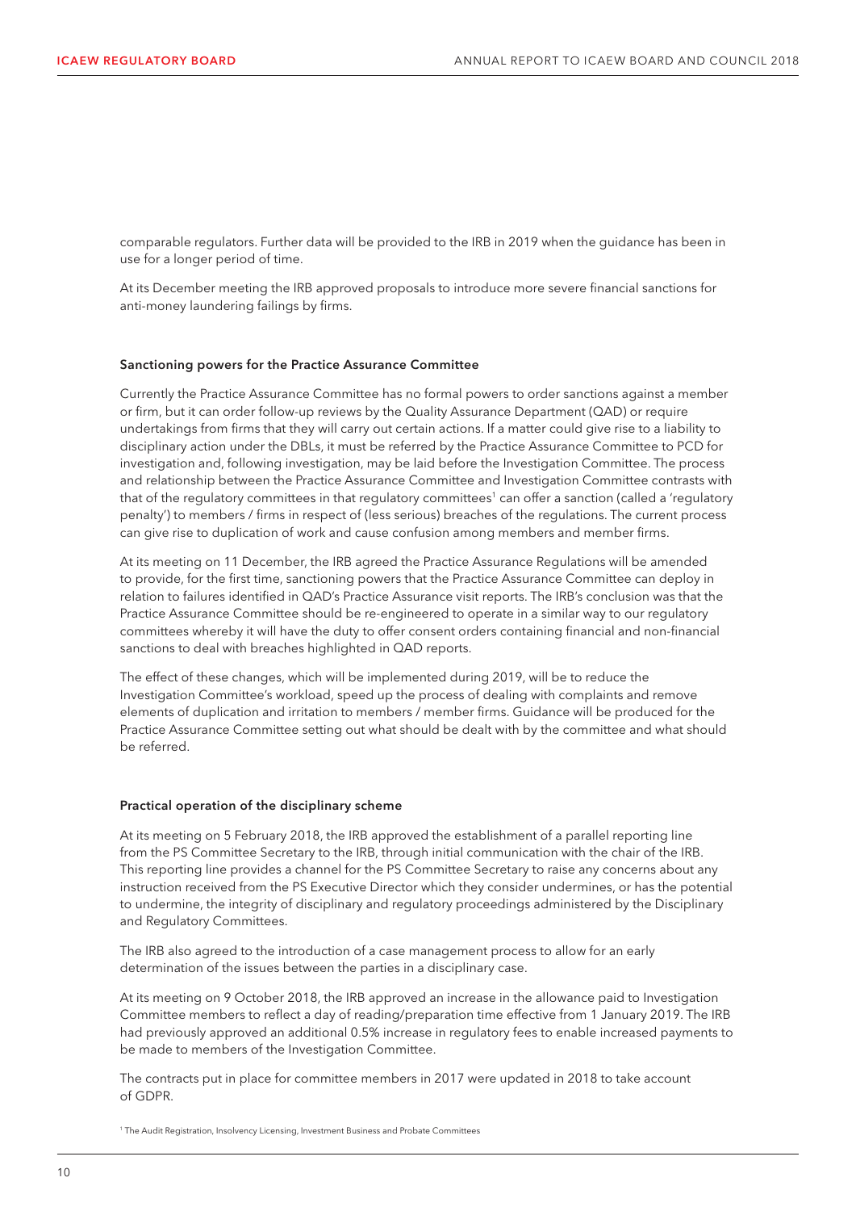comparable regulators. Further data will be provided to the IRB in 2019 when the guidance has been in use for a longer period of time.

At its December meeting the IRB approved proposals to introduce more severe financial sanctions for anti-money laundering failings by firms.

### Sanctioning powers for the Practice Assurance Committee

Currently the Practice Assurance Committee has no formal powers to order sanctions against a member or firm, but it can order follow-up reviews by the Quality Assurance Department (QAD) or require undertakings from firms that they will carry out certain actions. If a matter could give rise to a liability to disciplinary action under the DBLs, it must be referred by the Practice Assurance Committee to PCD for investigation and, following investigation, may be laid before the Investigation Committee. The process and relationship between the Practice Assurance Committee and Investigation Committee contrasts with that of the regulatory committees in that regulatory committees[1] can offer a sanction (called a 'regulatory penalty') to members / firms in respect of (less serious) breaches of the regulations. The current process can give rise to duplication of work and cause confusion among members and member firms.

At its meeting on 11 December, the IRB agreed the Practice Assurance Regulations will be amended to provide, for the first time, sanctioning powers that the Practice Assurance Committee can deploy in relation to failures identified in QAD's Practice Assurance visit reports. The IRB's conclusion was that the Practice Assurance Committee should be re-engineered to operate in a similar way to our regulatory committees whereby it will have the duty to offer consent orders containing financial and non-financial sanctions to deal with breaches highlighted in QAD reports.

The effect of these changes, which will be implemented during 2019, will be to reduce the Investigation Committee's workload, speed up the process of dealing with complaints and remove elements of duplication and irritation to members / member firms. Guidance will be produced for the Practice Assurance Committee setting out what should be dealt with by the committee and what should be referred.

### Practical operation of the disciplinary scheme

At its meeting on 5 February 2018, the IRB approved the establishment of a parallel reporting line from the PS Committee Secretary to the IRB, through initial communication with the chair of the IRB. This reporting line provides a channel for the PS Committee Secretary to raise any concerns about any instruction received from the PS Executive Director which they consider undermines, or has the potential to undermine, the integrity of disciplinary and regulatory proceedings administered by the Disciplinary and Regulatory Committees.

The IRB also agreed to the introduction of a case management process to allow for an early determination of the issues between the parties in a disciplinary case.

At its meeting on 9 October 2018, the IRB approved an increase in the allowance paid to Investigation Committee members to reflect a day of reading/preparation time effective from 1 January 2019. The IRB had previously approved an additional 0.5% increase in regulatory fees to enable increased payments to be made to members of the Investigation Committee.

The contracts put in place for committee members in 2017 were updated in 2018 to take account of GDPR.

[1] The Audit Registration, Insolvency Licensing, Investment Business and Probate Committees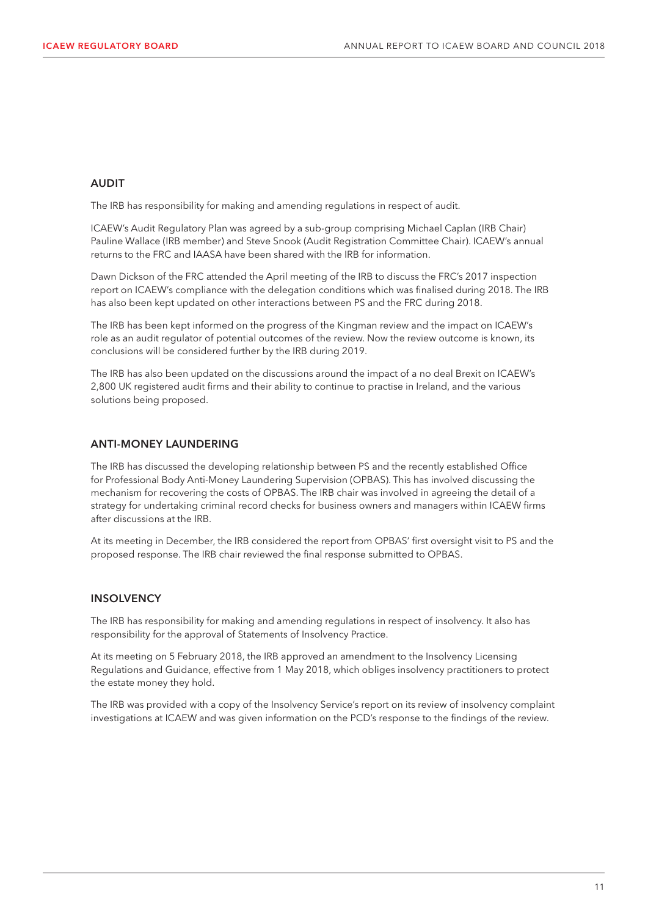## AUDIT

The IRB has responsibility for making and amending regulations in respect of audit.

ICAEW's Audit Regulatory Plan was agreed by a sub-group comprising Michael Caplan (IRB Chair) Pauline Wallace (IRB member) and Steve Snook (Audit Registration Committee Chair). ICAEW's annual returns to the FRC and IAASA have been shared with the IRB for information.

Dawn Dickson of the FRC attended the April meeting of the IRB to discuss the FRC's 2017 inspection report on ICAEW's compliance with the delegation conditions which was finalised during 2018. The IRB has also been kept updated on other interactions between PS and the FRC during 2018.

The IRB has been kept informed on the progress of the Kingman review and the impact on ICAEW's role as an audit regulator of potential outcomes of the review. Now the review outcome is known, its conclusions will be considered further by the IRB during 2019.

The IRB has also been updated on the discussions around the impact of a no deal Brexit on ICAEW's 2,800 UK registered audit firms and their ability to continue to practise in Ireland, and the various solutions being proposed.

## ANTI-MONEY LAUNDERING

The IRB has discussed the developing relationship between PS and the recently established Office for Professional Body Anti-Money Laundering Supervision (OPBAS). This has involved discussing the mechanism for recovering the costs of OPBAS. The IRB chair was involved in agreeing the detail of a strategy for undertaking criminal record checks for business owners and managers within ICAEW firms after discussions at the IRB.

At its meeting in December, the IRB considered the report from OPBAS' first oversight visit to PS and the proposed response. The IRB chair reviewed the final response submitted to OPBAS.

## INSOLVENCY

The IRB has responsibility for making and amending regulations in respect of insolvency. It also has responsibility for the approval of Statements of Insolvency Practice.

At its meeting on 5 February 2018, the IRB approved an amendment to the Insolvency Licensing Regulations and Guidance, effective from 1 May 2018, which obliges insolvency practitioners to protect the estate money they hold.

The IRB was provided with a copy of the Insolvency Service's report on its review of insolvency complaint investigations at ICAEW and was given information on the PCD's response to the findings of the review.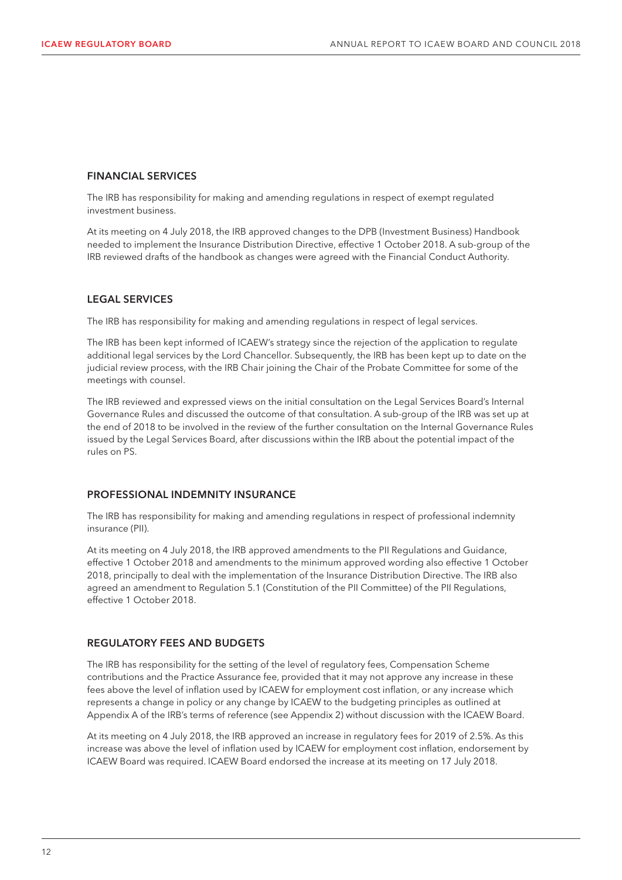## FINANCIAL SERVICES

The IRB has responsibility for making and amending regulations in respect of exempt regulated investment business.

At its meeting on 4 July 2018, the IRB approved changes to the DPB (Investment Business) Handbook needed to implement the Insurance Distribution Directive, effective 1 October 2018. A sub-group of the IRB reviewed drafts of the handbook as changes were agreed with the Financial Conduct Authority.

## LEGAL SERVICES

The IRB has responsibility for making and amending regulations in respect of legal services.

The IRB has been kept informed of ICAEW's strategy since the rejection of the application to regulate additional legal services by the Lord Chancellor. Subsequently, the IRB has been kept up to date on the judicial review process, with the IRB Chair joining the Chair of the Probate Committee for some of the meetings with counsel.

The IRB reviewed and expressed views on the initial consultation on the Legal Services Board's Internal Governance Rules and discussed the outcome of that consultation. A sub-group of the IRB was set up at the end of 2018 to be involved in the review of the further consultation on the Internal Governance Rules issued by the Legal Services Board, after discussions within the IRB about the potential impact of the rules on PS.

## PROFESSIONAL INDEMNITY INSURANCE

The IRB has responsibility for making and amending regulations in respect of professional indemnity insurance (PII).

At its meeting on 4 July 2018, the IRB approved amendments to the PII Regulations and Guidance, effective 1 October 2018 and amendments to the minimum approved wording also effective 1 October 2018, principally to deal with the implementation of the Insurance Distribution Directive. The IRB also agreed an amendment to Regulation 5.1 (Constitution of the PII Committee) of the PII Regulations, effective 1 October 2018.

## REGULATORY FEES AND BUDGETS

The IRB has responsibility for the setting of the level of regulatory fees, Compensation Scheme contributions and the Practice Assurance fee, provided that it may not approve any increase in these fees above the level of inflation used by ICAEW for employment cost inflation, or any increase which represents a change in policy or any change by ICAEW to the budgeting principles as outlined at Appendix A of the IRB's terms of reference (see Appendix 2) without discussion with the ICAEW Board.

At its meeting on 4 July 2018, the IRB approved an increase in regulatory fees for 2019 of 2.5%. As this increase was above the level of inflation used by ICAEW for employment cost inflation, endorsement by ICAEW Board was required. ICAEW Board endorsed the increase at its meeting on 17 July 2018.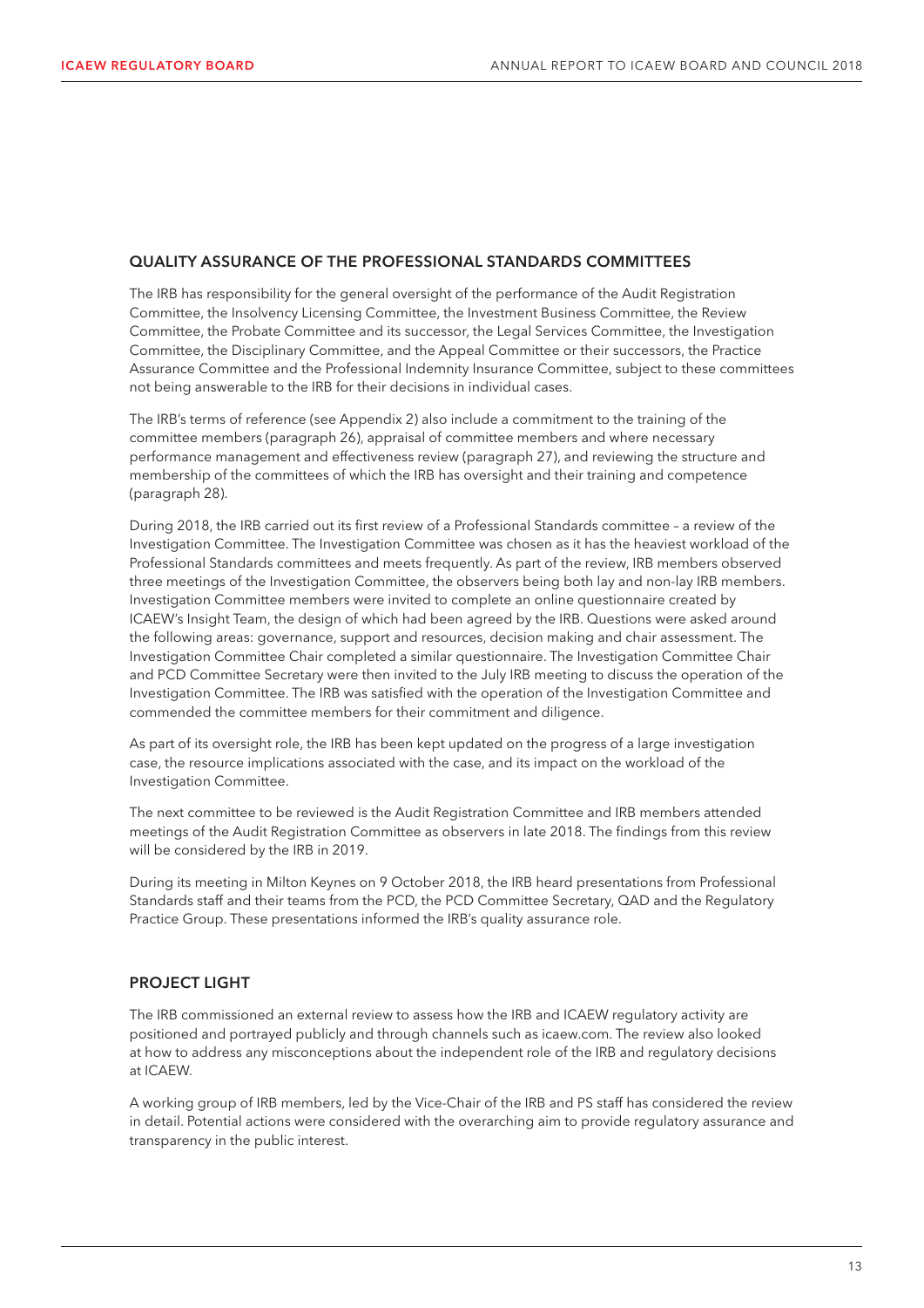## QUALITY ASSURANCE OF THE PROFESSIONAL STANDARDS COMMITTEES

The IRB has responsibility for the general oversight of the performance of the Audit Registration Committee, the Insolvency Licensing Committee, the Investment Business Committee, the Review Committee, the Probate Committee and its successor, the Legal Services Committee, the Investigation Committee, the Disciplinary Committee, and the Appeal Committee or their successors, the Practice Assurance Committee and the Professional Indemnity Insurance Committee, subject to these committees not being answerable to the IRB for their decisions in individual cases.

The IRB's terms of reference (see Appendix 2) also include a commitment to the training of the committee members (paragraph 26), appraisal of committee members and where necessary performance management and effectiveness review (paragraph 27), and reviewing the structure and membership of the committees of which the IRB has oversight and their training and competence (paragraph 28).

During 2018, the IRB carried out its first review of a Professional Standards committee – a review of the Investigation Committee. The Investigation Committee was chosen as it has the heaviest workload of the Professional Standards committees and meets frequently. As part of the review, IRB members observed three meetings of the Investigation Committee, the observers being both lay and non-lay IRB members. Investigation Committee members were invited to complete an online questionnaire created by ICAEW's Insight Team, the design of which had been agreed by the IRB. Questions were asked around the following areas: governance, support and resources, decision making and chair assessment. The Investigation Committee Chair completed a similar questionnaire. The Investigation Committee Chair and PCD Committee Secretary were then invited to the July IRB meeting to discuss the operation of the Investigation Committee. The IRB was satisfied with the operation of the Investigation Committee and commended the committee members for their commitment and diligence.

As part of its oversight role, the IRB has been kept updated on the progress of a large investigation case, the resource implications associated with the case, and its impact on the workload of the Investigation Committee.

The next committee to be reviewed is the Audit Registration Committee and IRB members attended meetings of the Audit Registration Committee as observers in late 2018. The findings from this review will be considered by the IRB in 2019.

During its meeting in Milton Keynes on 9 October 2018, the IRB heard presentations from Professional Standards staff and their teams from the PCD, the PCD Committee Secretary, QAD and the Regulatory Practice Group. These presentations informed the IRB's quality assurance role.

## PROJECT LIGHT

The IRB commissioned an external review to assess how the IRB and ICAEW regulatory activity are positioned and portrayed publicly and through channels such as icaew.com. The review also looked at how to address any misconceptions about the independent role of the IRB and regulatory decisions at ICAEW.

A working group of IRB members, led by the Vice-Chair of the IRB and PS staff has considered the review in detail. Potential actions were considered with the overarching aim to provide regulatory assurance and transparency in the public interest.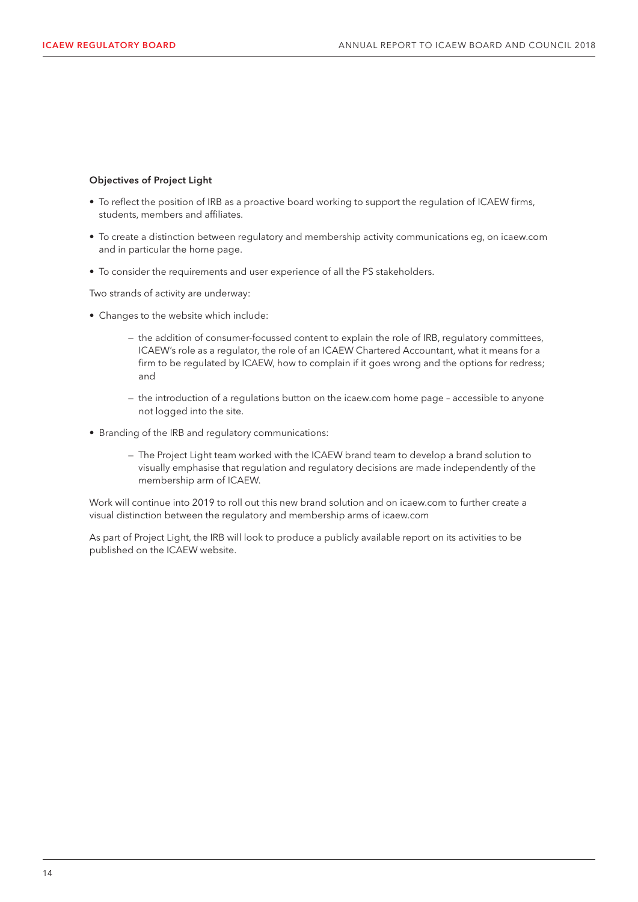**Objectives of Project Light**

- To reflect the position of IRB as a proactive board working to support the regulation of ICAEW firms, students, members and affiliates.
- To create a distinction between regulatory and membership activity communications eg, on icaew.com and in particular the home page.
- To consider the requirements and user experience of all the PS stakeholders.

Two strands of activity are underway:

- Changes to the website which include:
    - the addition of consumer-focussed content to explain the role of IRB, regulatory committees, ICAEW's role as a regulator, the role of an ICAEW Chartered Accountant, what it means for a firm to be regulated by ICAEW, how to complain if it goes wrong and the options for redress; and
    - the introduction of a regulations button on the icaew.com home page – accessible to anyone not logged into the site.
- Branding of the IRB and regulatory communications:
    - The Project Light team worked with the ICAEW brand team to develop a brand solution to visually emphasise that regulation and regulatory decisions are made independently of the membership arm of ICAEW.

Work will continue into 2019 to roll out this new brand solution and on icaew.com to further create a visual distinction between the regulatory and membership arms of icaew.com

As part of Project Light, the IRB will look to produce a publicly available report on its activities to be published on the ICAEW website.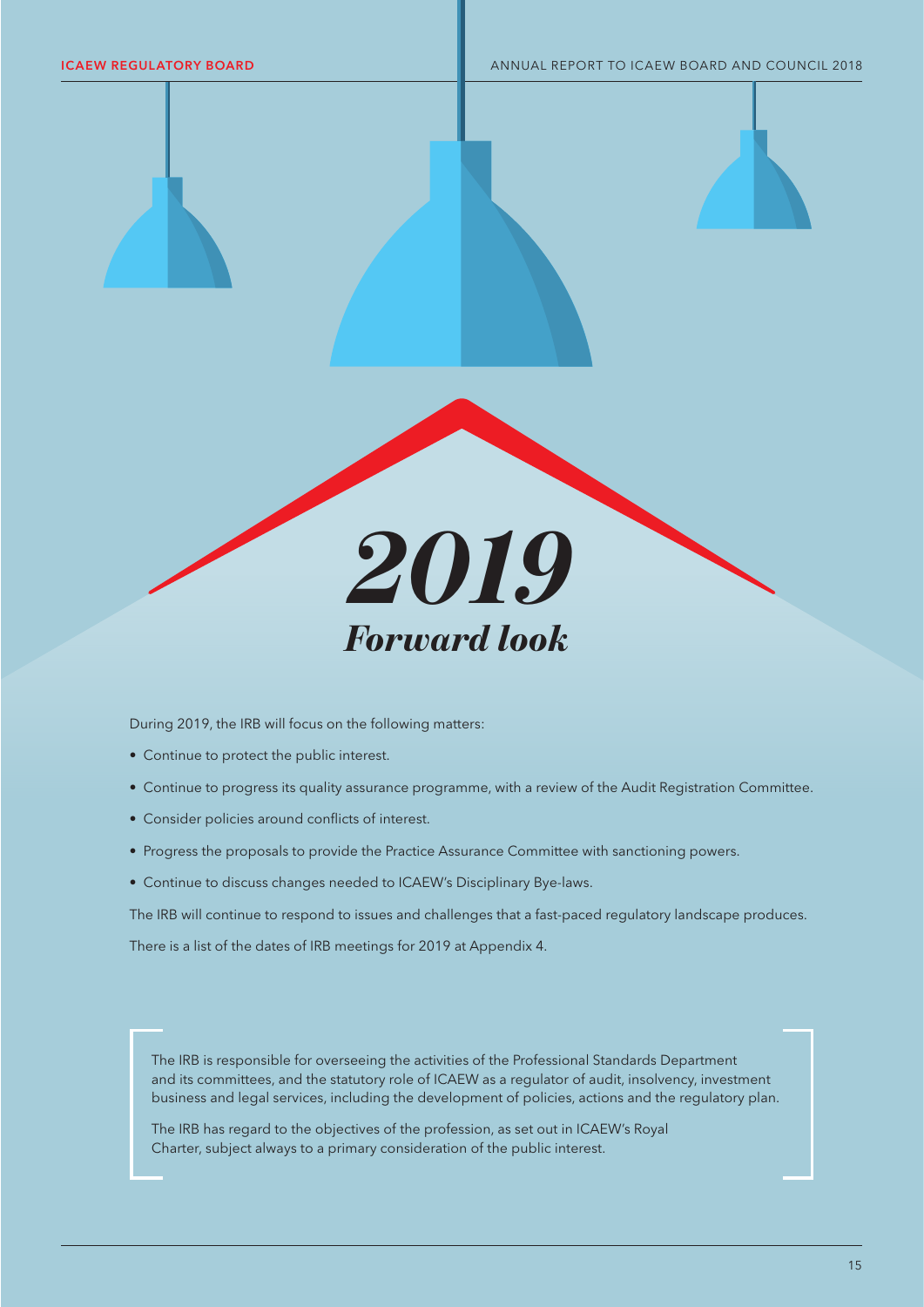# *2019*
## *Forward look*

During 2019, the IRB will focus on the following matters:

- Continue to protect the public interest.
- Continue to progress its quality assurance programme, with a review of the Audit Registration Committee.
- Consider policies around conflicts of interest.
- Progress the proposals to provide the Practice Assurance Committee with sanctioning powers.
- Continue to discuss changes needed to ICAEW's Disciplinary Bye-laws.

The IRB will continue to respond to issues and challenges that a fast-paced regulatory landscape produces.

There is a list of the dates of IRB meetings for 2019 at Appendix 4.

The IRB is responsible for overseeing the activities of the Professional Standards Department and its committees, and the statutory role of ICAEW as a regulator of audit, insolvency, investment business and legal services, including the development of policies, actions and the regulatory plan.

The IRB has regard to the objectives of the profession, as set out in ICAEW's Royal Charter, subject always to a primary consideration of the public interest.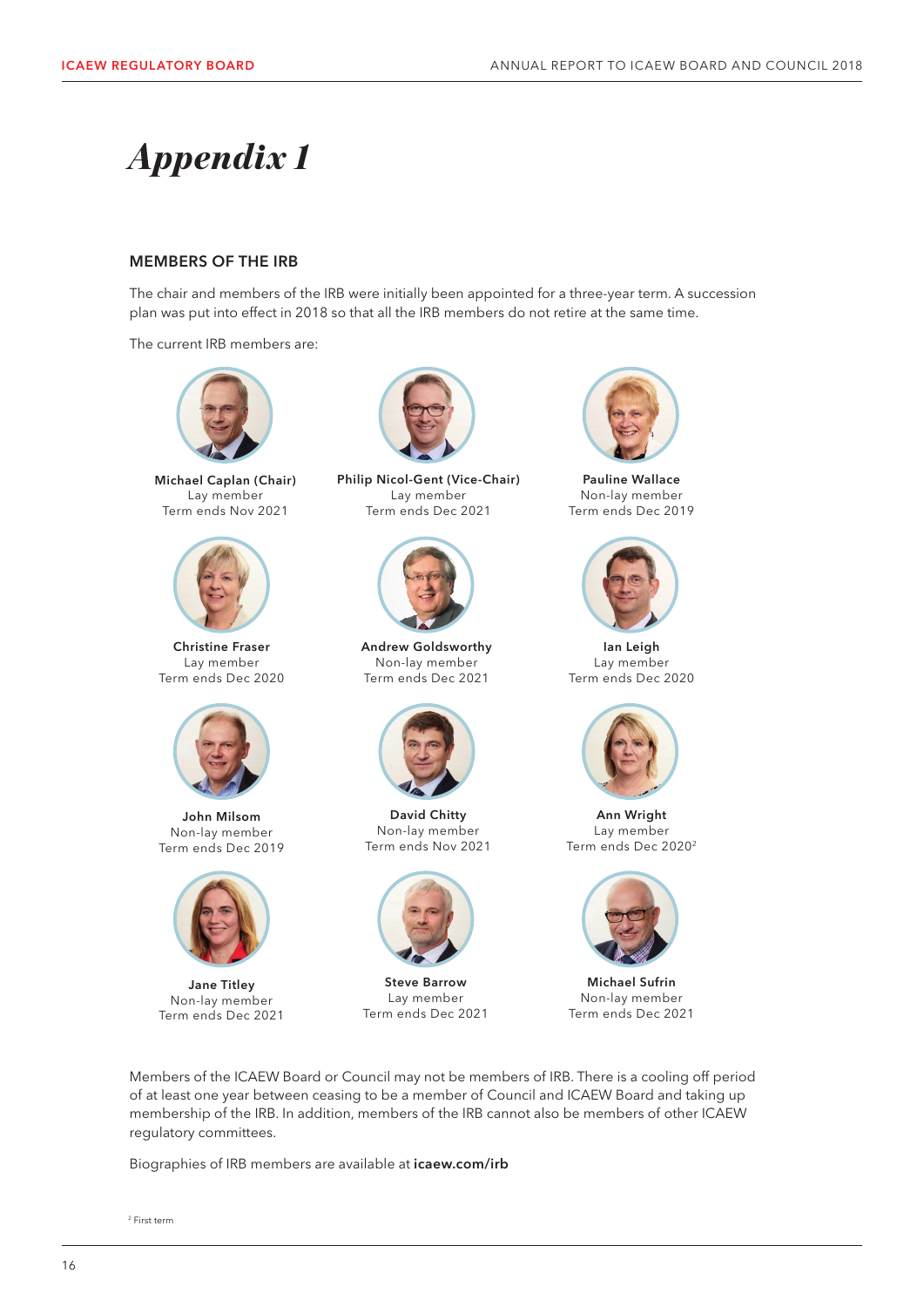# *Appendix 1*

## MEMBERS OF THE IRB

The chair and members of the IRB were initially been appointed for a three-year term. A succession plan was put into effect in 2018 so that all the IRB members do not retire at the same time.

The current IRB members are:

**Michael Caplan (Chair)**
Lay member
Term ends Nov 2021

**Philip Nicol-Gent (Vice-Chair)**
Lay member
Term ends Dec 2021

**Pauline Wallace**
Non-lay member
Term ends Dec 2019

**Christine Fraser**
Lay member
Term ends Dec 2020

**Andrew Goldsworthy**
Non-lay member
Term ends Dec 2021

**Ian Leigh**
Lay member
Term ends Dec 2020

**John Milsom**
Non-lay member
Term ends Dec 2019

**David Chitty**
Non-lay member
Term ends Nov 2021

**Ann Wright**
Lay member
Term ends Dec 2020[2]

**Jane Titley**
Non-lay member
Term ends Dec 2021

**Steve Barrow**
Lay member
Term ends Dec 2021

**Michael Sufrin**
Non-lay member
Term ends Dec 2021

Members of the ICAEW Board or Council may not be members of IRB. There is a cooling off period of at least one year between ceasing to be a member of Council and ICAEW Board and taking up membership of the IRB. In addition, members of the IRB cannot also be members of other ICAEW regulatory committees.

Biographies of IRB members are available at **icaew.com/irb**

[2] First term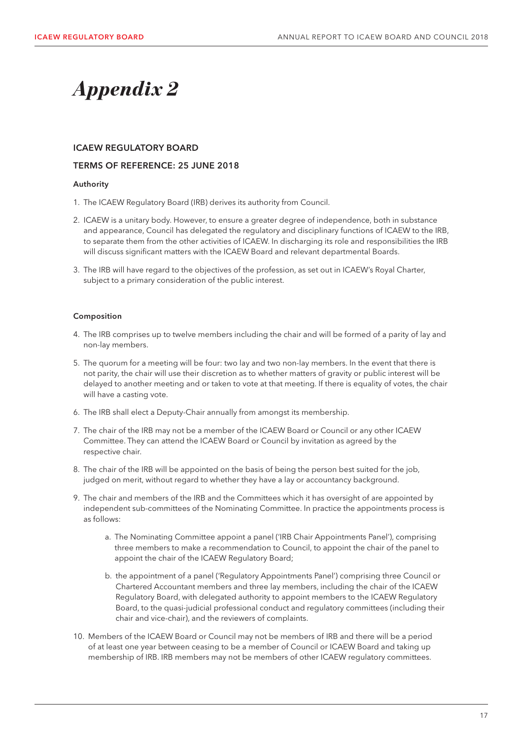# *Appendix 2*

## ICAEW REGULATORY BOARD

## TERMS OF REFERENCE: 25 JUNE 2018

### Authority

1. The ICAEW Regulatory Board (IRB) derives its authority from Council.
2. ICAEW is a unitary body. However, to ensure a greater degree of independence, both in substance and appearance, Council has delegated the regulatory and disciplinary functions of ICAEW to the IRB, to separate them from the other activities of ICAEW. In discharging its role and responsibilities the IRB will discuss significant matters with the ICAEW Board and relevant departmental Boards.
3. The IRB will have regard to the objectives of the profession, as set out in ICAEW's Royal Charter, subject to a primary consideration of the public interest.

### Composition

4. The IRB comprises up to twelve members including the chair and will be formed of a parity of lay and non-lay members.
5. The quorum for a meeting will be four: two lay and two non-lay members. In the event that there is not parity, the chair will use their discretion as to whether matters of gravity or public interest will be delayed to another meeting and or taken to vote at that meeting. If there is equality of votes, the chair will have a casting vote.
6. The IRB shall elect a Deputy-Chair annually from amongst its membership.
7. The chair of the IRB may not be a member of the ICAEW Board or Council or any other ICAEW Committee. They can attend the ICAEW Board or Council by invitation as agreed by the respective chair.
8. The chair of the IRB will be appointed on the basis of being the person best suited for the job, judged on merit, without regard to whether they have a lay or accountancy background.
9. The chair and members of the IRB and the Committees which it has oversight of are appointed by independent sub-committees of the Nominating Committee. In practice the appointments process is as follows:
    a. The Nominating Committee appoint a panel ('IRB Chair Appointments Panel'), comprising three members to make a recommendation to Council, to appoint the chair of the panel to appoint the chair of the ICAEW Regulatory Board;
    b. the appointment of a panel ('Regulatory Appointments Panel') comprising three Council or Chartered Accountant members and three lay members, including the chair of the ICAEW Regulatory Board, with delegated authority to appoint members to the ICAEW Regulatory Board, to the quasi-judicial professional conduct and regulatory committees (including their chair and vice-chair), and the reviewers of complaints.
10. Members of the ICAEW Board or Council may not be members of IRB and there will be a period of at least one year between ceasing to be a member of Council or ICAEW Board and taking up membership of IRB. IRB members may not be members of other ICAEW regulatory committees.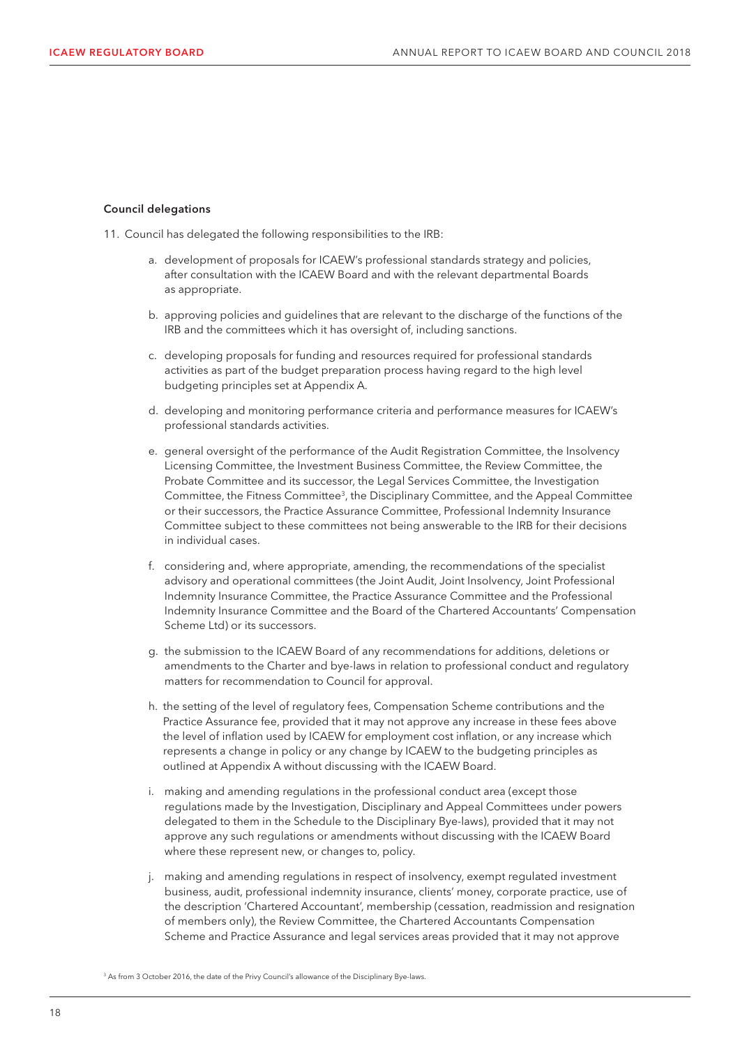**Council delegations**

11. Council has delegated the following responsibilities to the IRB:

    a. development of proposals for ICAEW's professional standards strategy and policies, after consultation with the ICAEW Board and with the relevant departmental Boards as appropriate.

    b. approving policies and guidelines that are relevant to the discharge of the functions of the IRB and the committees which it has oversight of, including sanctions.

    c. developing proposals for funding and resources required for professional standards activities as part of the budget preparation process having regard to the high level budgeting principles set at Appendix A.

    d. developing and monitoring performance criteria and performance measures for ICAEW's professional standards activities.

    e. general oversight of the performance of the Audit Registration Committee, the Insolvency Licensing Committee, the Investment Business Committee, the Review Committee, the Probate Committee and its successor, the Legal Services Committee, the Investigation Committee, the Fitness Committee[3], the Disciplinary Committee, and the Appeal Committee or their successors, the Practice Assurance Committee, Professional Indemnity Insurance Committee subject to these committees not being answerable to the IRB for their decisions in individual cases.

    f. considering and, where appropriate, amending, the recommendations of the specialist advisory and operational committees (the Joint Audit, Joint Insolvency, Joint Professional Indemnity Insurance Committee, the Practice Assurance Committee and the Professional Indemnity Insurance Committee and the Board of the Chartered Accountants' Compensation Scheme Ltd) or its successors.

    g. the submission to the ICAEW Board of any recommendations for additions, deletions or amendments to the Charter and bye-laws in relation to professional conduct and regulatory matters for recommendation to Council for approval.

    h. the setting of the level of regulatory fees, Compensation Scheme contributions and the Practice Assurance fee, provided that it may not approve any increase in these fees above the level of inflation used by ICAEW for employment cost inflation, or any increase which represents a change in policy or any change by ICAEW to the budgeting principles as outlined at Appendix A without discussing with the ICAEW Board.

    i. making and amending regulations in the professional conduct area (except those regulations made by the Investigation, Disciplinary and Appeal Committees under powers delegated to them in the Schedule to the Disciplinary Bye-laws), provided that it may not approve any such regulations or amendments without discussing with the ICAEW Board where these represent new, or changes to, policy.

    j. making and amending regulations in respect of insolvency, exempt regulated investment business, audit, professional indemnity insurance, clients' money, corporate practice, use of the description 'Chartered Accountant', membership (cessation, readmission and resignation of members only), the Review Committee, the Chartered Accountants Compensation Scheme and Practice Assurance and legal services areas provided that it may not approve

[3] As from 3 October 2016, the date of the Privy Council's allowance of the Disciplinary Bye-laws.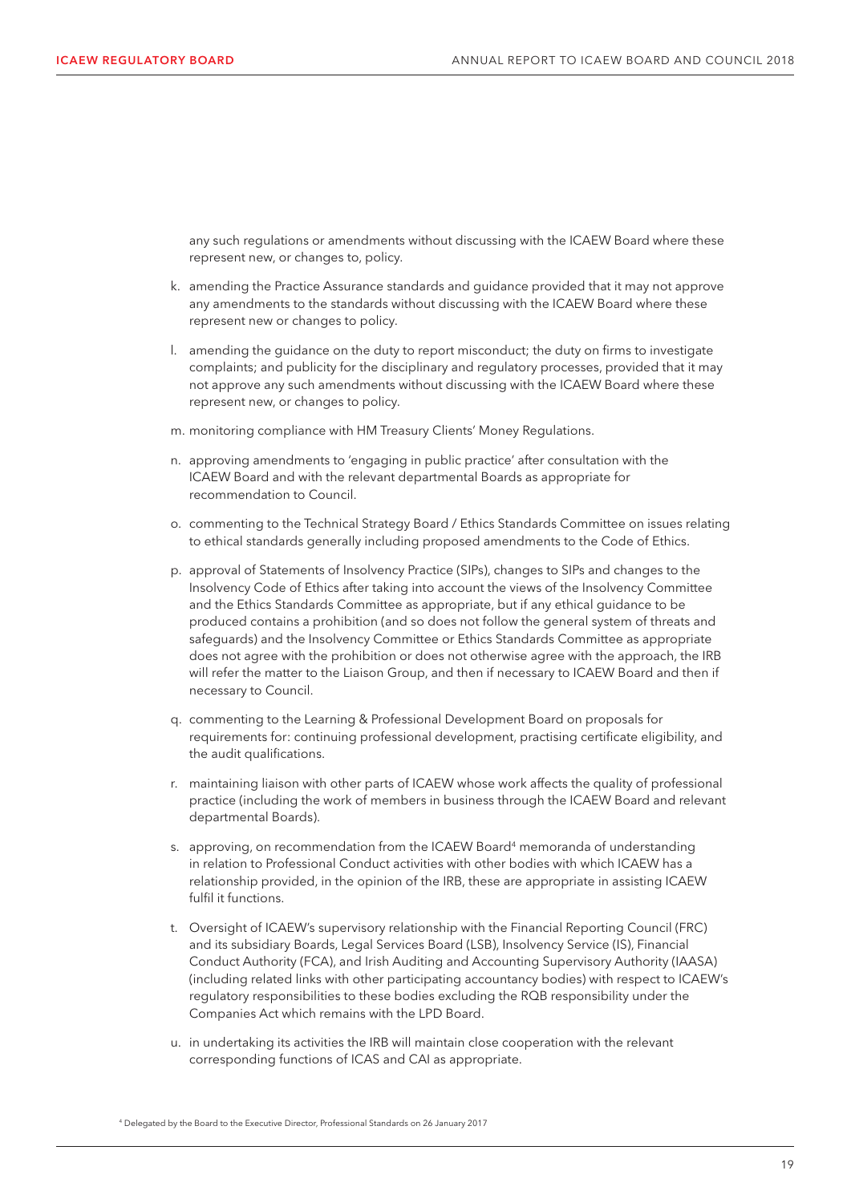any such regulations or amendments without discussing with the ICAEW Board where these represent new, or changes to, policy.

k. amending the Practice Assurance standards and guidance provided that it may not approve any amendments to the standards without discussing with the ICAEW Board where these represent new or changes to policy.

l. amending the guidance on the duty to report misconduct; the duty on firms to investigate complaints; and publicity for the disciplinary and regulatory processes, provided that it may not approve any such amendments without discussing with the ICAEW Board where these represent new, or changes to policy.

m. monitoring compliance with HM Treasury Clients' Money Regulations.

n. approving amendments to 'engaging in public practice' after consultation with the ICAEW Board and with the relevant departmental Boards as appropriate for recommendation to Council.

o. commenting to the Technical Strategy Board / Ethics Standards Committee on issues relating to ethical standards generally including proposed amendments to the Code of Ethics.

p. approval of Statements of Insolvency Practice (SIPs), changes to SIPs and changes to the Insolvency Code of Ethics after taking into account the views of the Insolvency Committee and the Ethics Standards Committee as appropriate, but if any ethical guidance to be produced contains a prohibition (and so does not follow the general system of threats and safeguards) and the Insolvency Committee or Ethics Standards Committee as appropriate does not agree with the prohibition or does not otherwise agree with the approach, the IRB will refer the matter to the Liaison Group, and then if necessary to ICAEW Board and then if necessary to Council.

q. commenting to the Learning & Professional Development Board on proposals for requirements for: continuing professional development, practising certificate eligibility, and the audit qualifications.

r. maintaining liaison with other parts of ICAEW whose work affects the quality of professional practice (including the work of members in business through the ICAEW Board and relevant departmental Boards).

s. approving, on recommendation from the ICAEW Board[4] memoranda of understanding in relation to Professional Conduct activities with other bodies with which ICAEW has a relationship provided, in the opinion of the IRB, these are appropriate in assisting ICAEW fulfil it functions.

t. Oversight of ICAEW's supervisory relationship with the Financial Reporting Council (FRC) and its subsidiary Boards, Legal Services Board (LSB), Insolvency Service (IS), Financial Conduct Authority (FCA), and Irish Auditing and Accounting Supervisory Authority (IAASA) (including related links with other participating accountancy bodies) with respect to ICAEW's regulatory responsibilities to these bodies excluding the RQB responsibility under the Companies Act which remains with the LPD Board.

u. in undertaking its activities the IRB will maintain close cooperation with the relevant corresponding functions of ICAS and CAI as appropriate.

[4] Delegated by the Board to the Executive Director, Professional Standards on 26 January 2017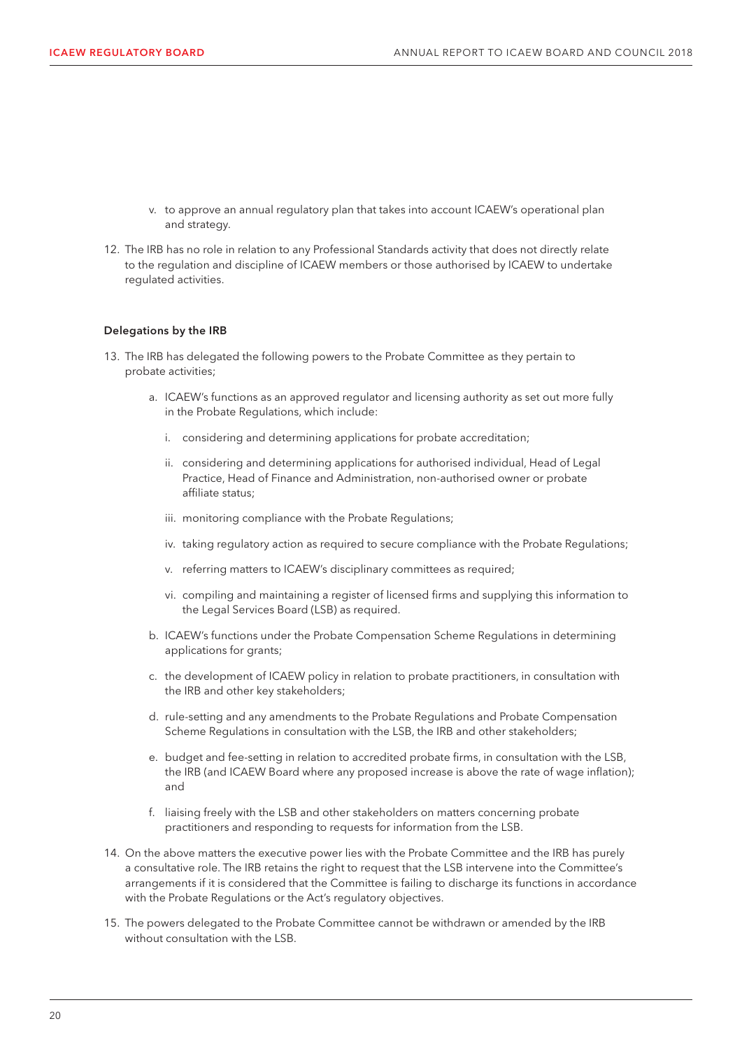v. to approve an annual regulatory plan that takes into account ICAEW's operational plan and strategy.

12. The IRB has no role in relation to any Professional Standards activity that does not directly relate to the regulation and discipline of ICAEW members or those authorised by ICAEW to undertake regulated activities.

**Delegations by the IRB**

13. The IRB has delegated the following powers to the Probate Committee as they pertain to probate activities;

    a. ICAEW's functions as an approved regulator and licensing authority as set out more fully in the Probate Regulations, which include:

       i. considering and determining applications for probate accreditation;

       ii. considering and determining applications for authorised individual, Head of Legal Practice, Head of Finance and Administration, non-authorised owner or probate affiliate status;

       iii. monitoring compliance with the Probate Regulations;

       iv. taking regulatory action as required to secure compliance with the Probate Regulations;

       v. referring matters to ICAEW's disciplinary committees as required;

       vi. compiling and maintaining a register of licensed firms and supplying this information to the Legal Services Board (LSB) as required.

    b. ICAEW's functions under the Probate Compensation Scheme Regulations in determining applications for grants;

    c. the development of ICAEW policy in relation to probate practitioners, in consultation with the IRB and other key stakeholders;

    d. rule-setting and any amendments to the Probate Regulations and Probate Compensation Scheme Regulations in consultation with the LSB, the IRB and other stakeholders;

    e. budget and fee-setting in relation to accredited probate firms, in consultation with the LSB, the IRB (and ICAEW Board where any proposed increase is above the rate of wage inflation); and

    f. liaising freely with the LSB and other stakeholders on matters concerning probate practitioners and responding to requests for information from the LSB.

14. On the above matters the executive power lies with the Probate Committee and the IRB has purely a consultative role. The IRB retains the right to request that the LSB intervene into the Committee's arrangements if it is considered that the Committee is failing to discharge its functions in accordance with the Probate Regulations or the Act's regulatory objectives.

15. The powers delegated to the Probate Committee cannot be withdrawn or amended by the IRB without consultation with the LSB.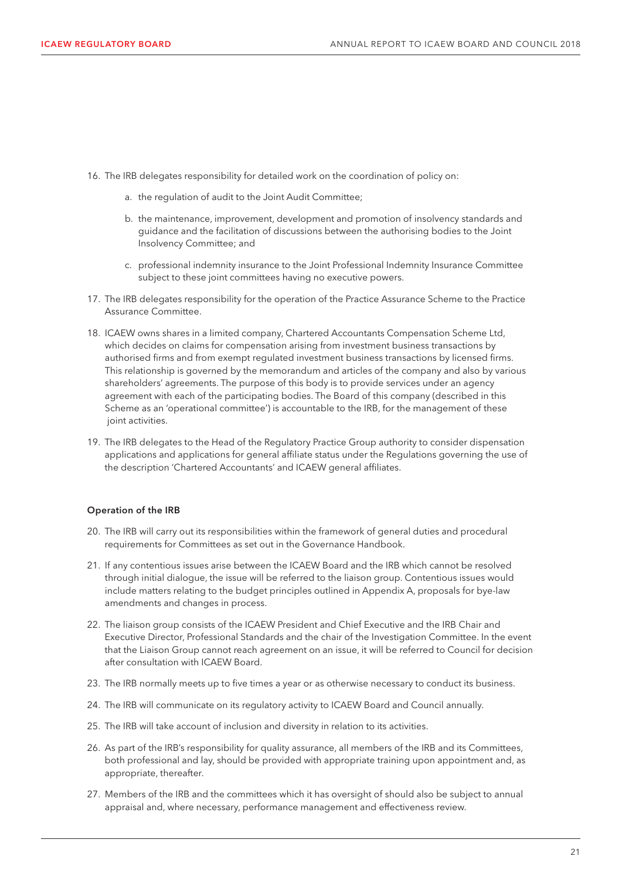16. The IRB delegates responsibility for detailed work on the coordination of policy on:

    a. the regulation of audit to the Joint Audit Committee;

    b. the maintenance, improvement, development and promotion of insolvency standards and guidance and the facilitation of discussions between the authorising bodies to the Joint Insolvency Committee; and

    c. professional indemnity insurance to the Joint Professional Indemnity Insurance Committee subject to these joint committees having no executive powers.

17. The IRB delegates responsibility for the operation of the Practice Assurance Scheme to the Practice Assurance Committee.

18. ICAEW owns shares in a limited company, Chartered Accountants Compensation Scheme Ltd, which decides on claims for compensation arising from investment business transactions by authorised firms and from exempt regulated investment business transactions by licensed firms. This relationship is governed by the memorandum and articles of the company and also by various shareholders' agreements. The purpose of this body is to provide services under an agency agreement with each of the participating bodies. The Board of this company (described in this Scheme as an 'operational committee') is accountable to the IRB, for the management of these joint activities.

19. The IRB delegates to the Head of the Regulatory Practice Group authority to consider dispensation applications and applications for general affiliate status under the Regulations governing the use of the description 'Chartered Accountants' and ICAEW general affiliates.

**Operation of the IRB**

20. The IRB will carry out its responsibilities within the framework of general duties and procedural requirements for Committees as set out in the Governance Handbook.

21. If any contentious issues arise between the ICAEW Board and the IRB which cannot be resolved through initial dialogue, the issue will be referred to the liaison group. Contentious issues would include matters relating to the budget principles outlined in Appendix A, proposals for bye-law amendments and changes in process.

22. The liaison group consists of the ICAEW President and Chief Executive and the IRB Chair and Executive Director, Professional Standards and the chair of the Investigation Committee. In the event that the Liaison Group cannot reach agreement on an issue, it will be referred to Council for decision after consultation with ICAEW Board.

23. The IRB normally meets up to five times a year or as otherwise necessary to conduct its business.

24. The IRB will communicate on its regulatory activity to ICAEW Board and Council annually.

25. The IRB will take account of inclusion and diversity in relation to its activities.

26. As part of the IRB's responsibility for quality assurance, all members of the IRB and its Committees, both professional and lay, should be provided with appropriate training upon appointment and, as appropriate, thereafter.

27. Members of the IRB and the committees which it has oversight of should also be subject to annual appraisal and, where necessary, performance management and effectiveness review.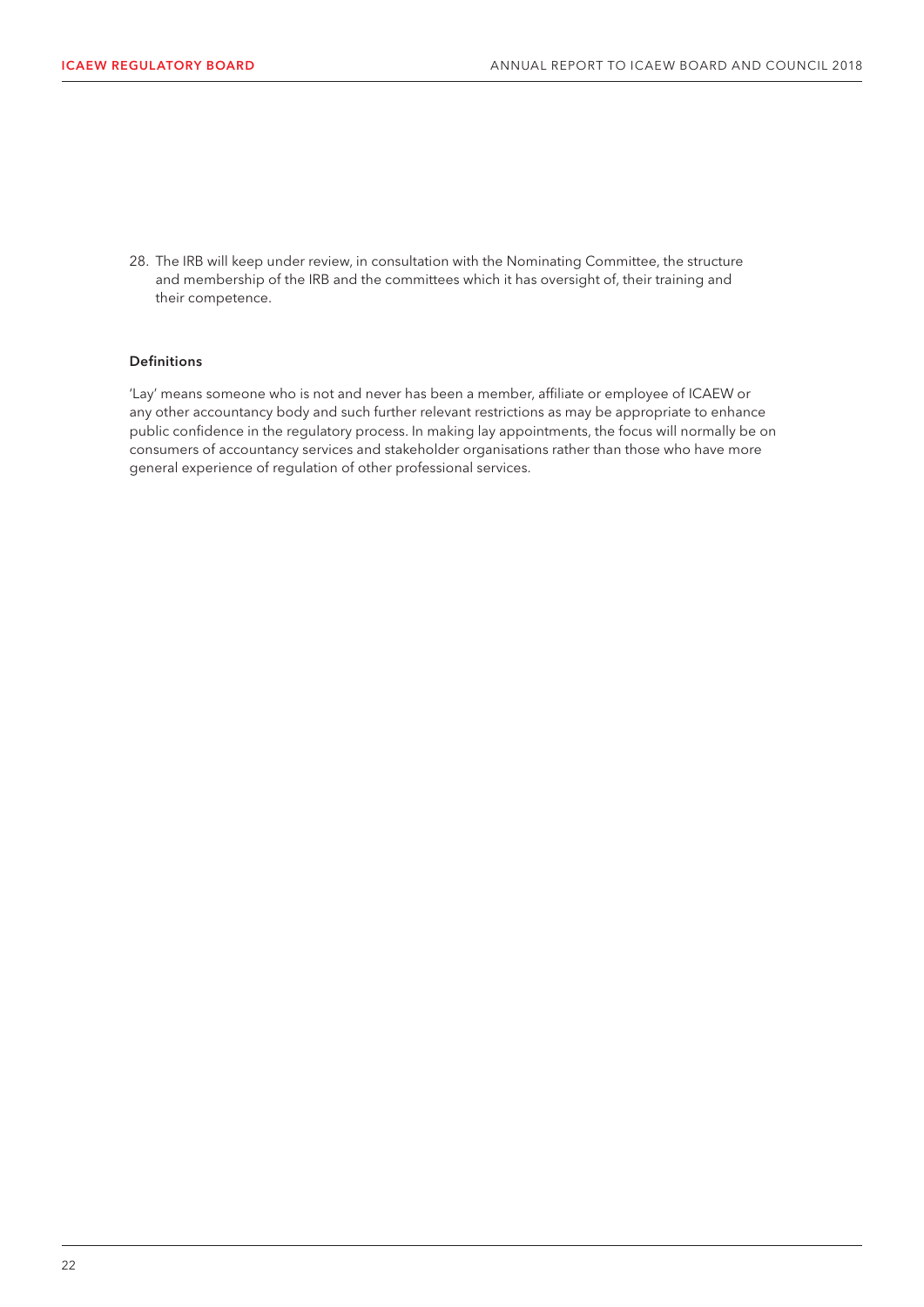28. The IRB will keep under review, in consultation with the Nominating Committee, the structure and membership of the IRB and the committees which it has oversight of, their training and their competence.

#### Definitions

'Lay' means someone who is not and never has been a member, affiliate or employee of ICAEW or any other accountancy body and such further relevant restrictions as may be appropriate to enhance public confidence in the regulatory process. In making lay appointments, the focus will normally be on consumers of accountancy services and stakeholder organisations rather than those who have more general experience of regulation of other professional services.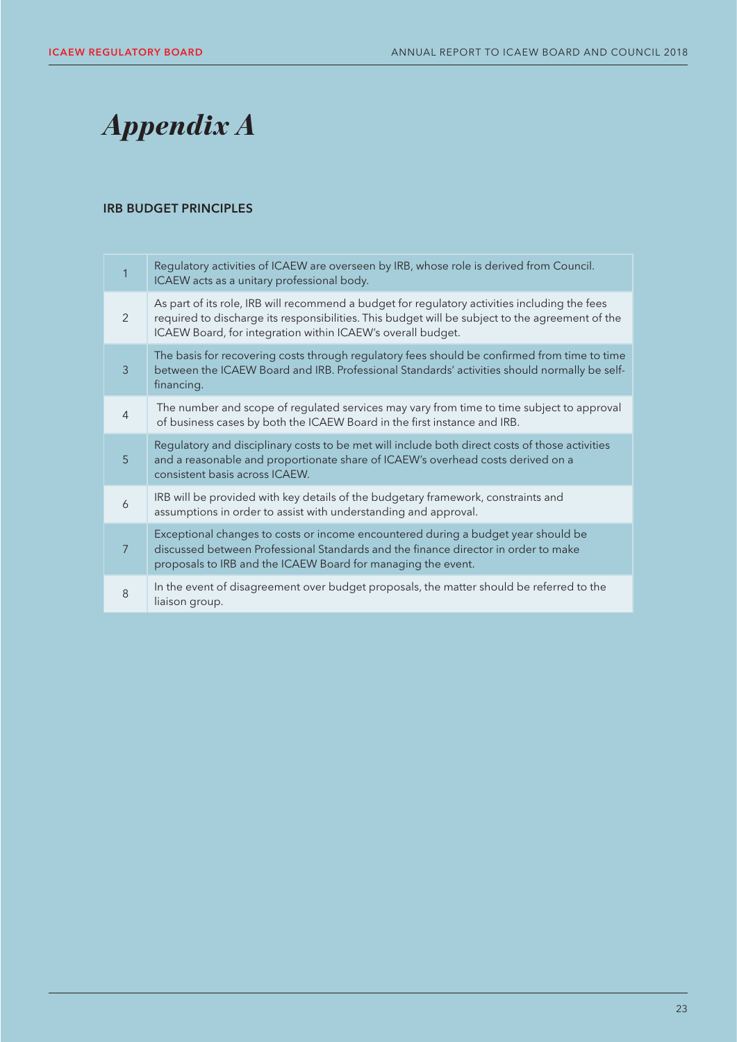# *Appendix A*

### IRB BUDGET PRINCIPLES

| | |
|---|---|
| 1 | Regulatory activities of ICAEW are overseen by IRB, whose role is derived from Council. ICAEW acts as a unitary professional body. |
| 2 | As part of its role, IRB will recommend a budget for regulatory activities including the fees required to discharge its responsibilities. This budget will be subject to the agreement of the ICAEW Board, for integration within ICAEW's overall budget. |
| 3 | The basis for recovering costs through regulatory fees should be confirmed from time to time between the ICAEW Board and IRB. Professional Standards' activities should normally be self-financing. |
| 4 | The number and scope of regulated services may vary from time to time subject to approval of business cases by both the ICAEW Board in the first instance and IRB. |
| 5 | Regulatory and disciplinary costs to be met will include both direct costs of those activities and a reasonable and proportionate share of ICAEW's overhead costs derived on a consistent basis across ICAEW. |
| 6 | IRB will be provided with key details of the budgetary framework, constraints and assumptions in order to assist with understanding and approval. |
| 7 | Exceptional changes to costs or income encountered during a budget year should be discussed between Professional Standards and the finance director in order to make proposals to IRB and the ICAEW Board for managing the event. |
| 8 | In the event of disagreement over budget proposals, the matter should be referred to the liaison group. |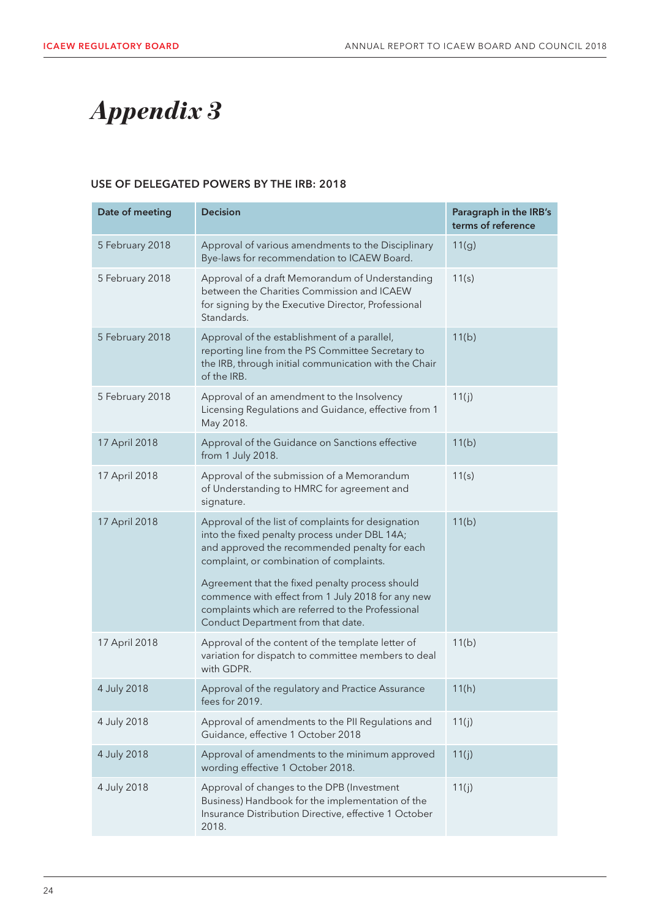# *Appendix 3*

### USE OF DELEGATED POWERS BY THE IRB: 2018

| Date of meeting | Decision | Paragraph in the IRB's terms of reference |
|---|---|---|
| 5 February 2018 | Approval of various amendments to the Disciplinary Bye-laws for recommendation to ICAEW Board. | 11(g) |
| 5 February 2018 | Approval of a draft Memorandum of Understanding between the Charities Commission and ICAEW for signing by the Executive Director, Professional Standards. | 11(s) |
| 5 February 2018 | Approval of the establishment of a parallel, reporting line from the PS Committee Secretary to the IRB, through initial communication with the Chair of the IRB. | 11(b) |
| 5 February 2018 | Approval of an amendment to the Insolvency Licensing Regulations and Guidance, effective from 1 May 2018. | 11(j) |
| 17 April 2018 | Approval of the Guidance on Sanctions effective from 1 July 2018. | 11(b) |
| 17 April 2018 | Approval of the submission of a Memorandum of Understanding to HMRC for agreement and signature. | 11(s) |
| 17 April 2018 | Approval of the list of complaints for designation into the fixed penalty process under DBL 14A; and approved the recommended penalty for each complaint, or combination of complaints.<br><br>Agreement that the fixed penalty process should commence with effect from 1 July 2018 for any new complaints which are referred to the Professional Conduct Department from that date. | 11(b) |
| 17 April 2018 | Approval of the content of the template letter of variation for dispatch to committee members to deal with GDPR. | 11(b) |
| 4 July 2018 | Approval of the regulatory and Practice Assurance fees for 2019. | 11(h) |
| 4 July 2018 | Approval of amendments to the PII Regulations and Guidance, effective 1 October 2018 | 11(j) |
| 4 July 2018 | Approval of amendments to the minimum approved wording effective 1 October 2018. | 11(j) |
| 4 July 2018 | Approval of changes to the DPB (Investment Business) Handbook for the implementation of the Insurance Distribution Directive, effective 1 October 2018. | 11(j) |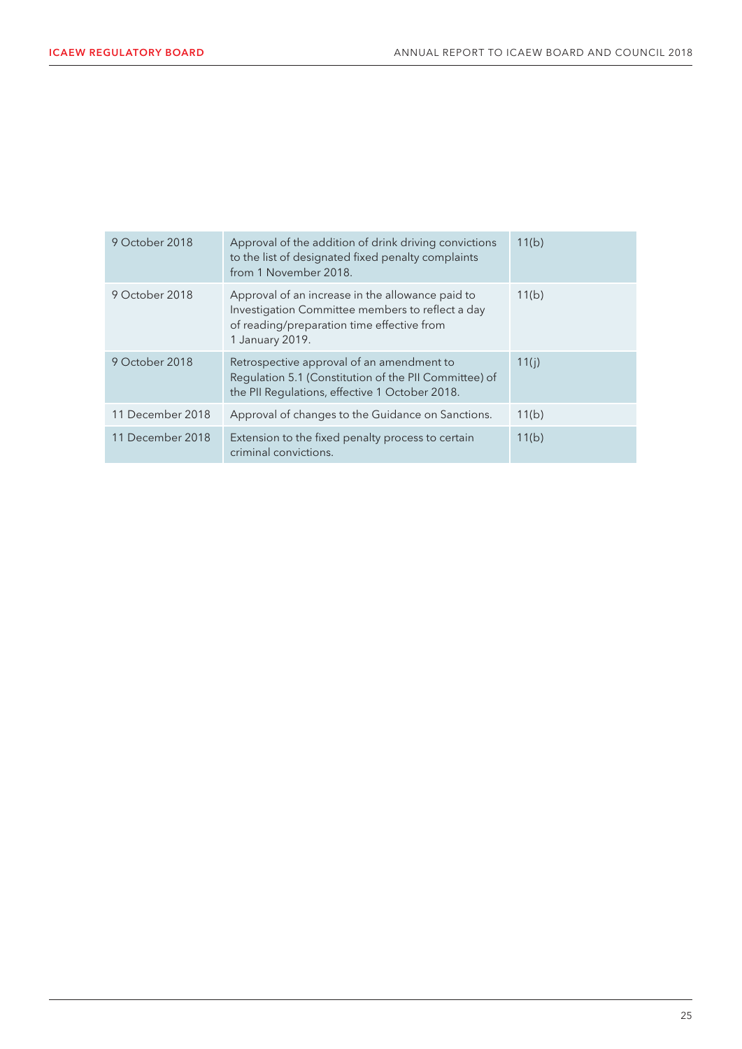| | | |
|---|---|---|
| 9 October 2018 | Approval of the addition of drink driving convictions to the list of designated fixed penalty complaints from 1 November 2018. | 11(b) |
| 9 October 2018 | Approval of an increase in the allowance paid to Investigation Committee members to reflect a day of reading/preparation time effective from 1 January 2019. | 11(b) |
| 9 October 2018 | Retrospective approval of an amendment to Regulation 5.1 (Constitution of the PII Committee) of the PII Regulations, effective 1 October 2018. | 11(j) |
| 11 December 2018 | Approval of changes to the Guidance on Sanctions. | 11(b) |
| 11 December 2018 | Extension to the fixed penalty process to certain criminal convictions. | 11(b) |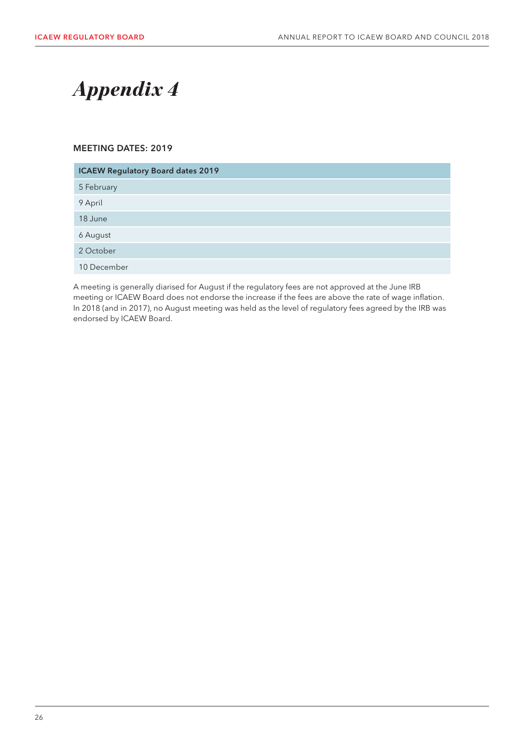# *Appendix 4*

### MEETING DATES: 2019

| ICAEW Regulatory Board dates 2019 |
|---|
| 5 February |
| 9 April |
| 18 June |
| 6 August |
| 2 October |
| 10 December |

A meeting is generally diarised for August if the regulatory fees are not approved at the June IRB meeting or ICAEW Board does not endorse the increase if the fees are above the rate of wage inflation. In 2018 (and in 2017), no August meeting was held as the level of regulatory fees agreed by the IRB was endorsed by ICAEW Board.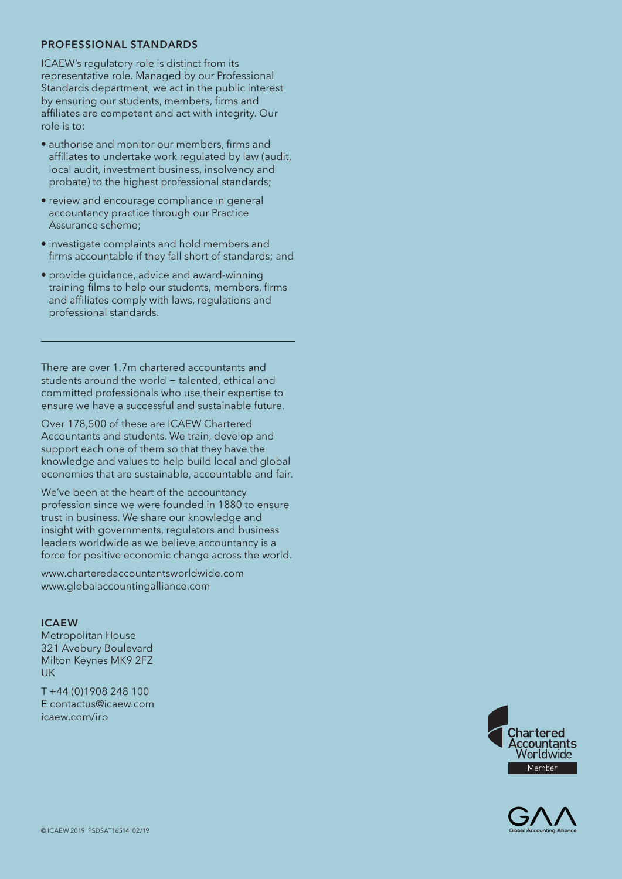## PROFESSIONAL STANDARDS

ICAEW's regulatory role is distinct from its representative role. Managed by our Professional Standards department, we act in the public interest by ensuring our students, members, firms and affiliates are competent and act with integrity. Our role is to:

- authorise and monitor our members, firms and affiliates to undertake work regulated by law (audit, local audit, investment business, insolvency and probate) to the highest professional standards;
- review and encourage compliance in general accountancy practice through our Practice Assurance scheme;
- investigate complaints and hold members and firms accountable if they fall short of standards; and
- provide guidance, advice and award-winning training films to help our students, members, firms and affiliates comply with laws, regulations and professional standards.

---

There are over 1.7m chartered accountants and students around the world – talented, ethical and committed professionals who use their expertise to ensure we have a successful and sustainable future.

Over 178,500 of these are ICAEW Chartered Accountants and students. We train, develop and support each one of them so that they have the knowledge and values to help build local and global economies that are sustainable, accountable and fair.

We've been at the heart of the accountancy profession since we were founded in 1880 to ensure trust in business. We share our knowledge and insight with governments, regulators and business leaders worldwide as we believe accountancy is a force for positive economic change across the world.

www.charteredaccountantsworldwide.com
www.globalaccountingalliance.com

**ICAEW**
Metropolitan House
321 Avebury Boulevard
Milton Keynes MK9 2FZ
UK

T +44 (0)1908 248 100
E contactus@icaew.com
icaew.com/irb

Chartered Accountants Worldwide
Member

GAA
Global Accounting Alliance

© ICAEW 2019 PSDSAT16514 02/19